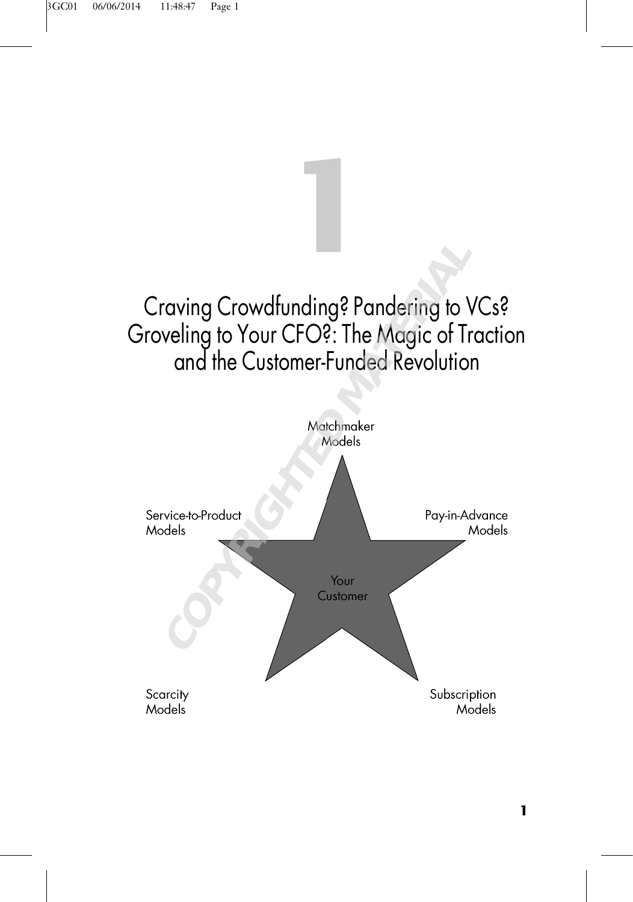# 1

# Craving Crowdfunding? Pandering to VCs? Groveling to Your CFO?: The Magic of Traction and the Customer-Funded Revolution

Matchmaker Models

Service-to-Product Models

Pay-in-Advance Models

Your Customer

Scarcity Models

Subscription Models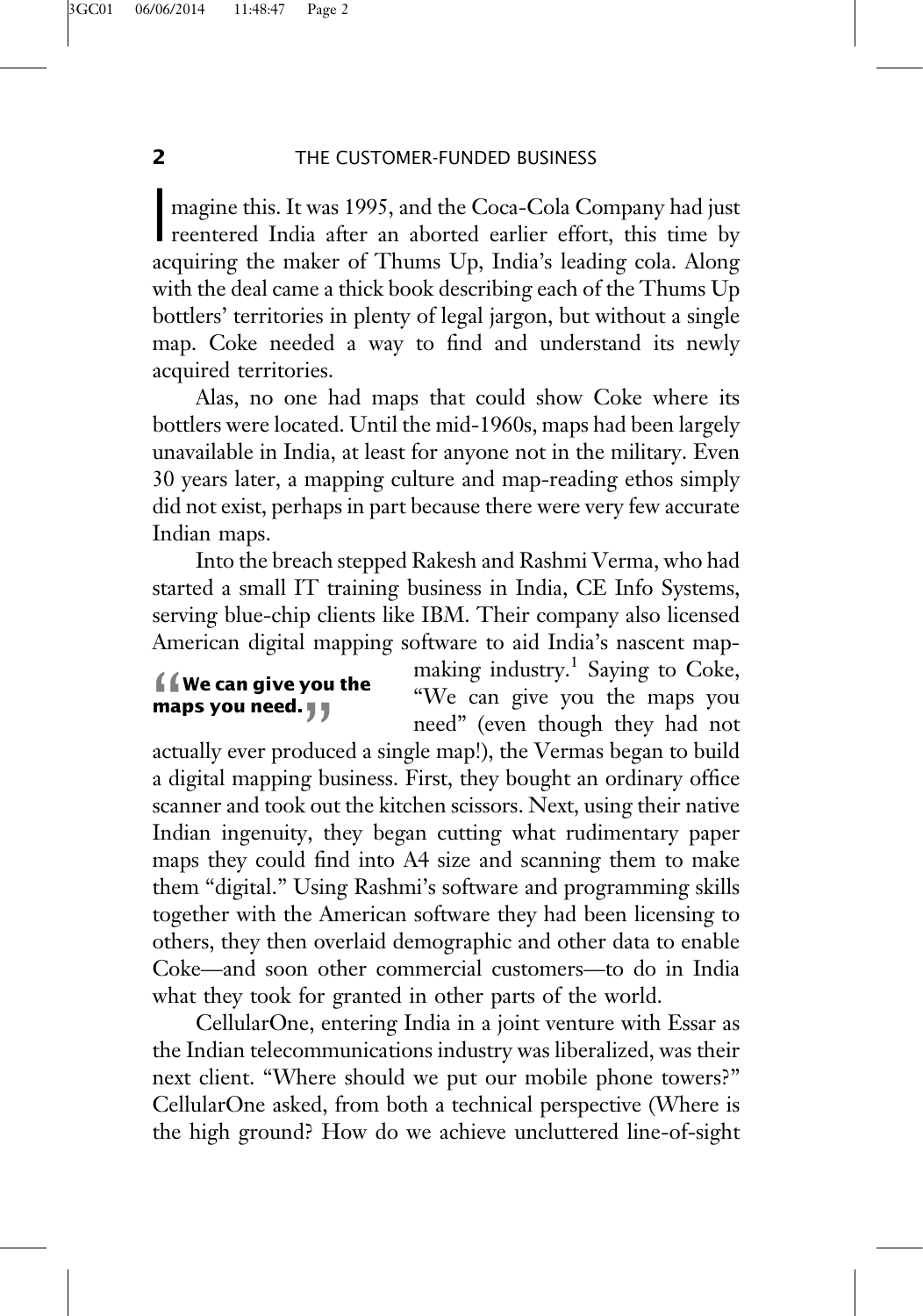Imagine this. It was 1995, and the Coca-Cola Company had just reentered India after an aborted earlier effort, this time by acquiring the maker of Thums Up, India's leading cola. Along with the deal came a thick book describing each of the Thums Up bottlers' territories in plenty of legal jargon, but without a single map. Coke needed a way to find and understand its newly acquired territories.

Alas, no one had maps that could show Coke where its bottlers were located. Until the mid-1960s, maps had been largely unavailable in India, at least for anyone not in the military. Even 30 years later, a mapping culture and map-reading ethos simply did not exist, perhaps in part because there were very few accurate Indian maps.

Into the breach stepped Rakesh and Rashmi Verma, who had started a small IT training business in India, CE Info Systems, serving blue-chip clients like IBM. Their company also licensed American digital mapping software to aid India's nascent map-making industry.[1] Saying to Coke, "We can give you the maps you need" (even though they had not actually ever produced a single map!), the Vermas began to build a digital mapping business. First, they bought an ordinary office scanner and took out the kitchen scissors. Next, using their native Indian ingenuity, they began cutting what rudimentary paper maps they could find into A4 size and scanning them to make them "digital." Using Rashmi's software and programming skills together with the American software they had been licensing to others, they then overlaid demographic and other data to enable Coke—and soon other commercial customers—to do in India what they took for granted in other parts of the world.

> **"We can give you the maps you need."**

CellularOne, entering India in a joint venture with Essar as the Indian telecommunications industry was liberalized, was their next client. "Where should we put our mobile phone towers?" CellularOne asked, from both a technical perspective (Where is the high ground? How do we achieve uncluttered line-of-sight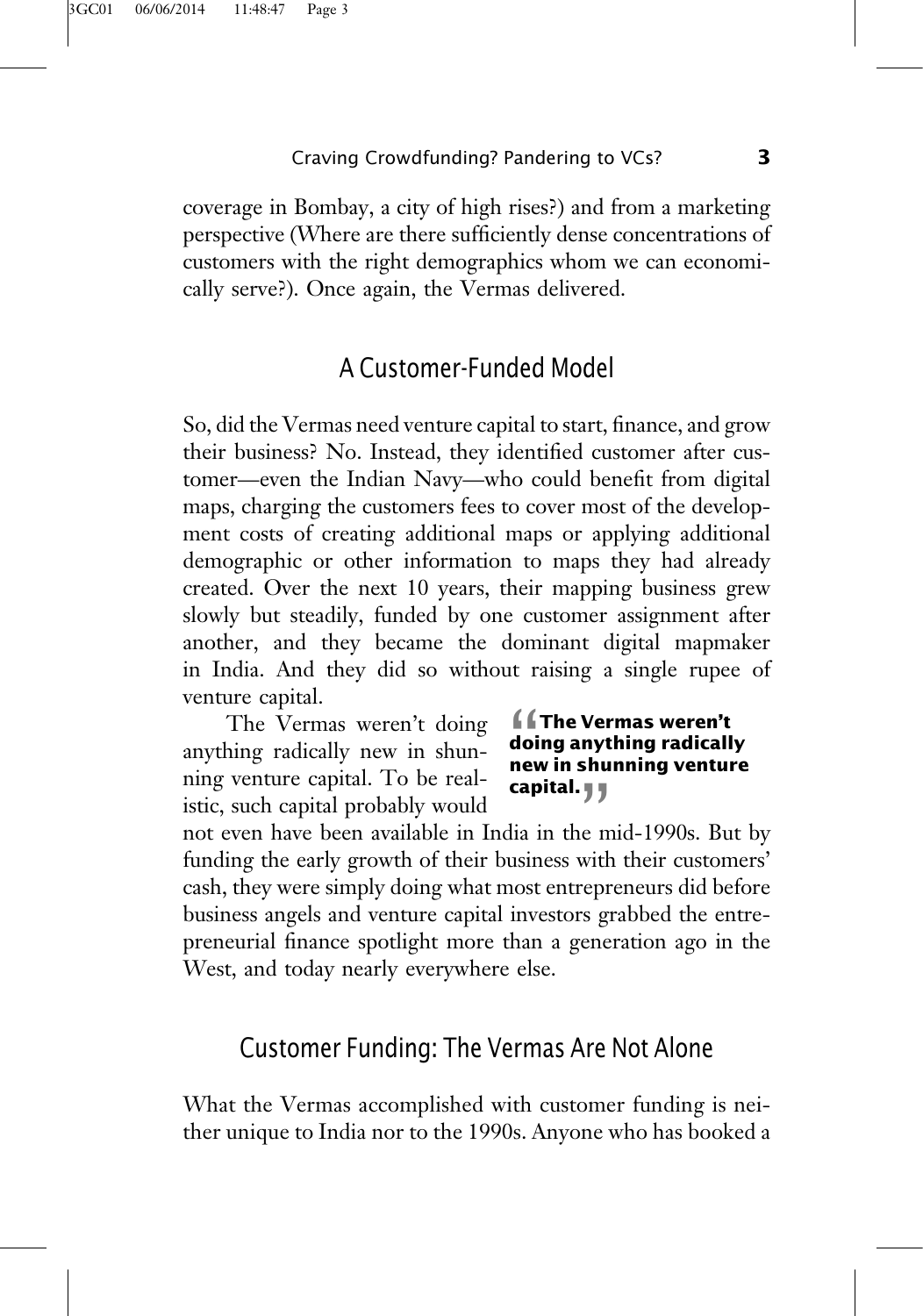coverage in Bombay, a city of high rises?) and from a marketing perspective (Where are there sufficiently dense concentrations of customers with the right demographics whom we can economically serve?). Once again, the Vermas delivered.

## A Customer-Funded Model

So, did the Vermas need venture capital to start, finance, and grow their business? No. Instead, they identified customer after customer—even the Indian Navy—who could benefit from digital maps, charging the customers fees to cover most of the development costs of creating additional maps or applying additional demographic or other information to maps they had already created. Over the next 10 years, their mapping business grew slowly but steadily, funded by one customer assignment after another, and they became the dominant digital mapmaker in India. And they did so without raising a single rupee of venture capital.

The Vermas weren't doing anything radically new in shunning venture capital. To be realistic, such capital probably would not even have been available in India in the mid-1990s. But by funding the early growth of their business with their customers' cash, they were simply doing what most entrepreneurs did before business angels and venture capital investors grabbed the entrepreneurial finance spotlight more than a generation ago in the West, and today nearly everywhere else.

> **"The Vermas weren't doing anything radically new in shunning venture capital."**

## Customer Funding: The Vermas Are Not Alone

What the Vermas accomplished with customer funding is neither unique to India nor to the 1990s. Anyone who has booked a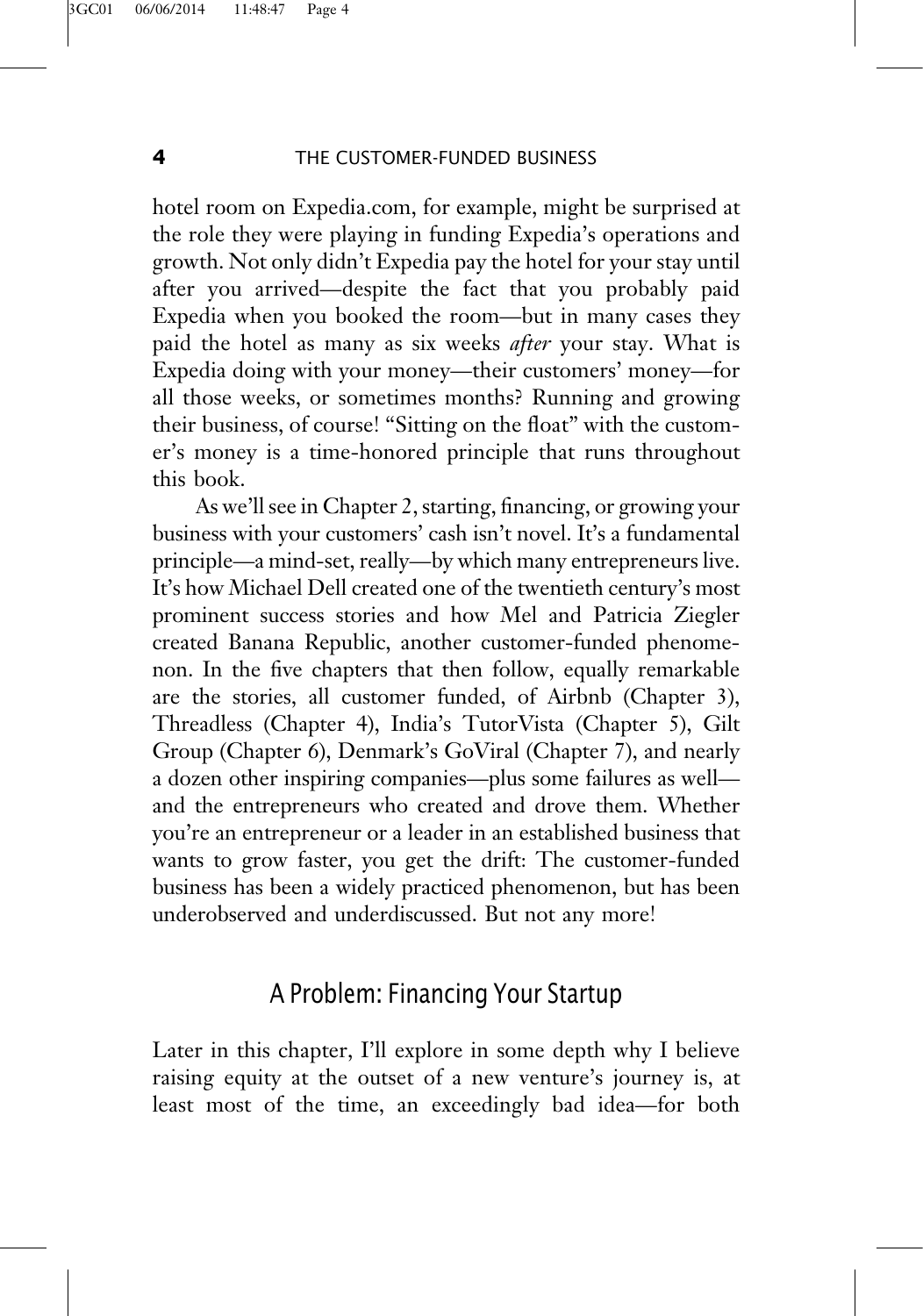hotel room on Expedia.com, for example, might be surprised at the role they were playing in funding Expedia's operations and growth. Not only didn't Expedia pay the hotel for your stay until after you arrived—despite the fact that you probably paid Expedia when you booked the room—but in many cases they paid the hotel as many as six weeks *after* your stay. What is Expedia doing with your money—their customers' money—for all those weeks, or sometimes months? Running and growing their business, of course! "Sitting on the float" with the customer's money is a time-honored principle that runs throughout this book.

As we'll see in Chapter 2, starting, financing, or growing your business with your customers' cash isn't novel. It's a fundamental principle—a mind-set, really—by which many entrepreneurs live. It's how Michael Dell created one of the twentieth century's most prominent success stories and how Mel and Patricia Ziegler created Banana Republic, another customer-funded phenomenon. In the five chapters that then follow, equally remarkable are the stories, all customer funded, of Airbnb (Chapter 3), Threadless (Chapter 4), India's TutorVista (Chapter 5), Gilt Group (Chapter 6), Denmark's GoViral (Chapter 7), and nearly a dozen other inspiring companies—plus some failures as well—and the entrepreneurs who created and drove them. Whether you're an entrepreneur or a leader in an established business that wants to grow faster, you get the drift: The customer-funded business has been a widely practiced phenomenon, but has been underobserved and underdiscussed. But not any more!

## A Problem: Financing Your Startup

Later in this chapter, I'll explore in some depth why I believe raising equity at the outset of a new venture's journey is, at least most of the time, an exceedingly bad idea—for both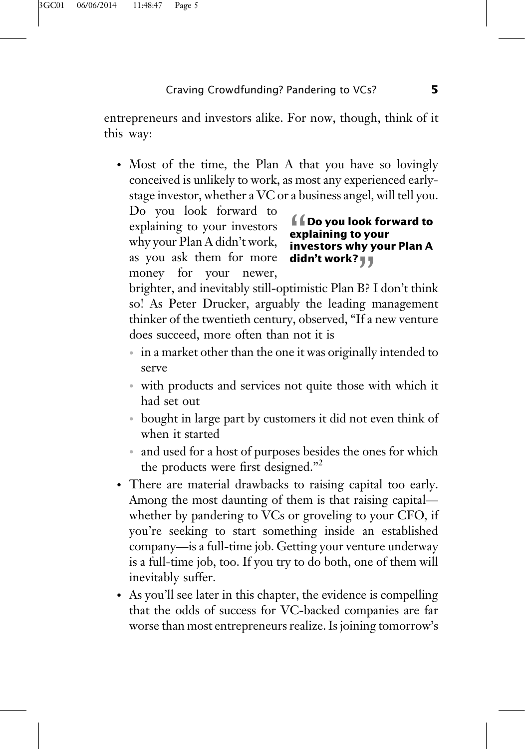entrepreneurs and investors alike. For now, though, think of it this way:

- Most of the time, the Plan A that you have so lovingly conceived is unlikely to work, as most any experienced early-stage investor, whether a VC or a business angel, will tell you. Do you look forward to explaining to your investors why your Plan A didn't work, as you ask them for more money for your newer, brighter, and inevitably still-optimistic Plan B? I don't think so! As Peter Drucker, arguably the leading management thinker of the twentieth century, observed, "If a new venture does succeed, more often than not it is

  > **Do you look forward to explaining to your investors why your Plan A didn't work?**

  - in a market other than the one it was originally intended to serve
  - with products and services not quite those with which it had set out
  - bought in large part by customers it did not even think of when it started
  - and used for a host of purposes besides the ones for which the products were first designed."[2]
- There are material drawbacks to raising capital too early. Among the most daunting of them is that raising capital—whether by pandering to VCs or groveling to your CFO, if you're seeking to start something inside an established company—is a full-time job. Getting your venture underway is a full-time job, too. If you try to do both, one of them will inevitably suffer.
- As you'll see later in this chapter, the evidence is compelling that the odds of success for VC-backed companies are far worse than most entrepreneurs realize. Is joining tomorrow's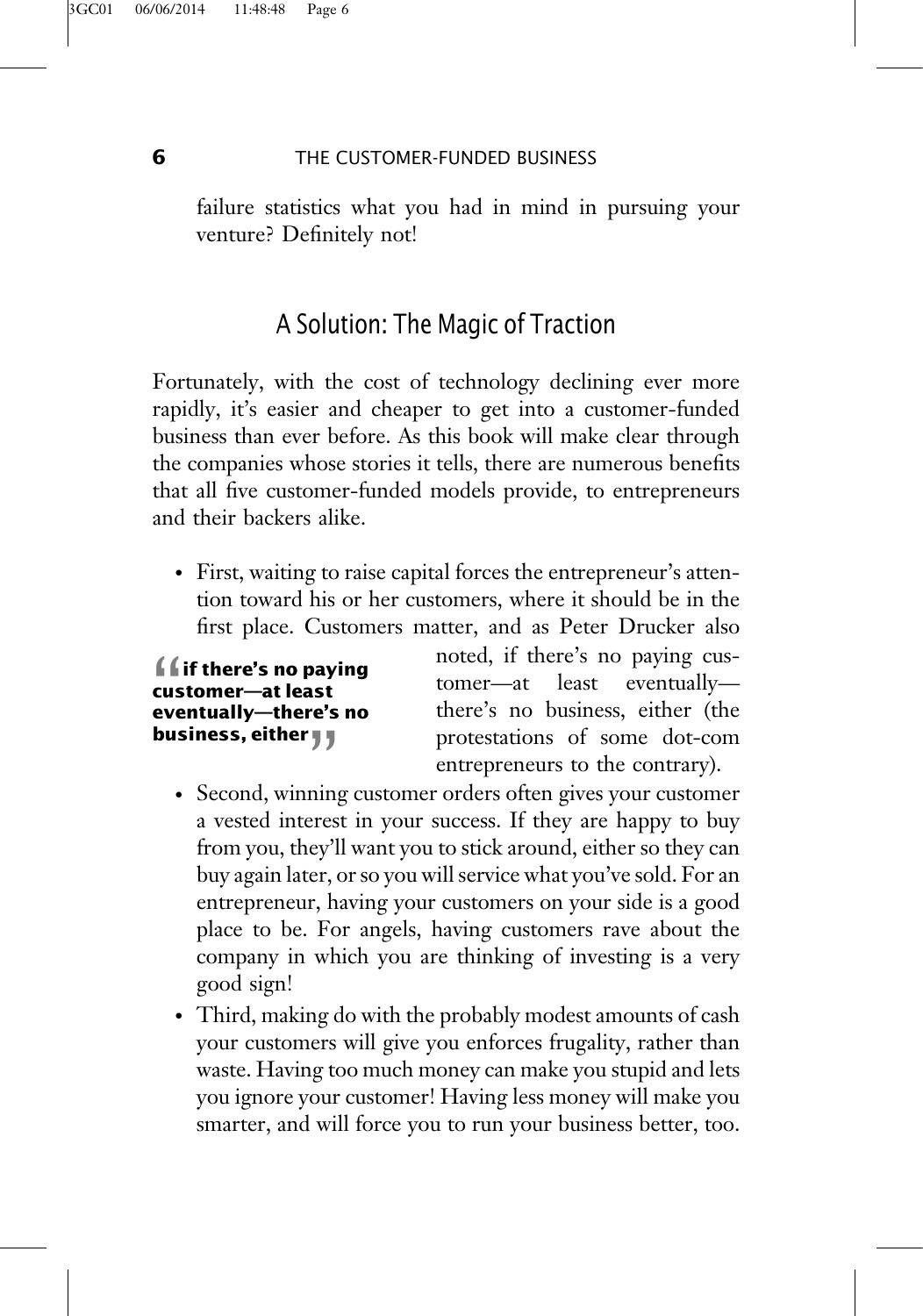failure statistics what you had in mind in pursuing your venture? Definitely not!

## A Solution: The Magic of Traction

Fortunately, with the cost of technology declining ever more rapidly, it's easier and cheaper to get into a customer-funded business than ever before. As this book will make clear through the companies whose stories it tells, there are numerous benefits that all five customer-funded models provide, to entrepreneurs and their backers alike.

- First, waiting to raise capital forces the entrepreneur's attention toward his or her customers, where it should be in the first place. Customers matter, and as Peter Drucker also noted, if there's no paying customer—at least eventually—there's no business, either (the protestations of some dot-com entrepreneurs to the contrary).

> **"if there's no paying customer—at least eventually—there's no business, either"**

- Second, winning customer orders often gives your customer a vested interest in your success. If they are happy to buy from you, they'll want you to stick around, either so they can buy again later, or so you will service what you've sold. For an entrepreneur, having your customers on your side is a good place to be. For angels, having customers rave about the company in which you are thinking of investing is a very good sign!
- Third, making do with the probably modest amounts of cash your customers will give you enforces frugality, rather than waste. Having too much money can make you stupid and lets you ignore your customer! Having less money will make you smarter, and will force you to run your business better, too.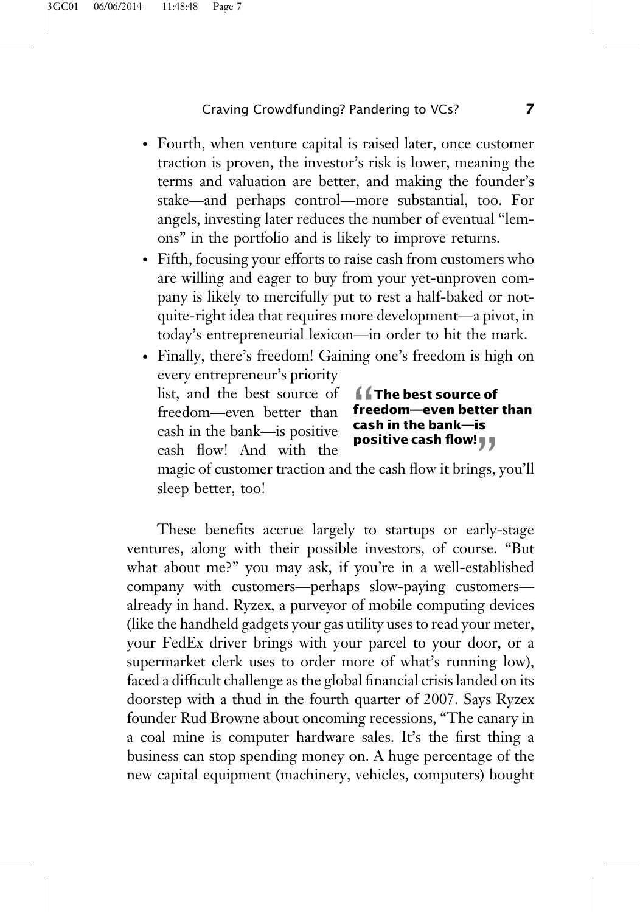- Fourth, when venture capital is raised later, once customer traction is proven, the investor's risk is lower, meaning the terms and valuation are better, and making the founder's stake—and perhaps control—more substantial, too. For angels, investing later reduces the number of eventual "lemons" in the portfolio and is likely to improve returns.
- Fifth, focusing your efforts to raise cash from customers who are willing and eager to buy from your yet-unproven company is likely to mercifully put to rest a half-baked or not-quite-right idea that requires more development—a pivot, in today's entrepreneurial lexicon—in order to hit the mark.
- Finally, there's freedom! Gaining one's freedom is high on every entrepreneur's priority list, and the best source of freedom—even better than cash in the bank—is positive cash flow! And with the magic of customer traction and the cash flow it brings, you'll sleep better, too!

> **"The best source of freedom—even better than cash in the bank—is positive cash flow!"**

These benefits accrue largely to startups or early-stage ventures, along with their possible investors, of course. "But what about me?" you may ask, if you're in a well-established company with customers—perhaps slow-paying customers—already in hand. Ryzex, a purveyor of mobile computing devices (like the handheld gadgets your gas utility uses to read your meter, your FedEx driver brings with your parcel to your door, or a supermarket clerk uses to order more of what's running low), faced a difficult challenge as the global financial crisis landed on its doorstep with a thud in the fourth quarter of 2007. Says Ryzex founder Rud Browne about oncoming recessions, "The canary in a coal mine is computer hardware sales. It's the first thing a business can stop spending money on. A huge percentage of the new capital equipment (machinery, vehicles, computers) bought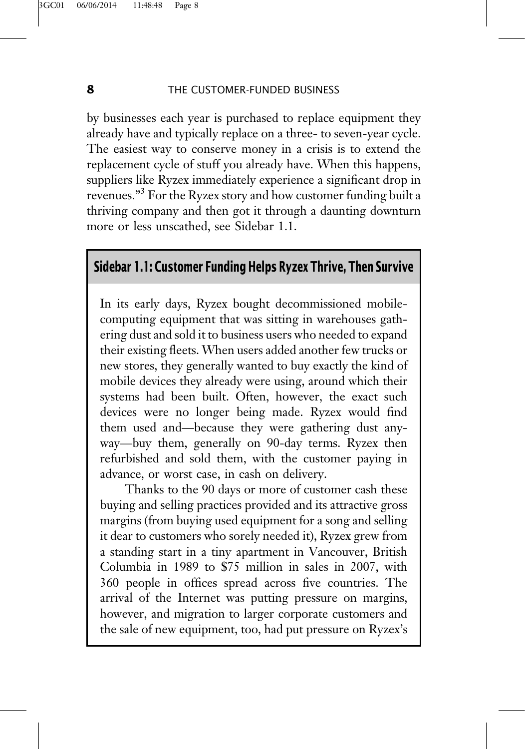by businesses each year is purchased to replace equipment they already have and typically replace on a three- to seven-year cycle. The easiest way to conserve money in a crisis is to extend the replacement cycle of stuff you already have. When this happens, suppliers like Ryzex immediately experience a significant drop in revenues."[3] For the Ryzex story and how customer funding built a thriving company and then got it through a daunting downturn more or less unscathed, see Sidebar 1.1.

## Sidebar 1.1: Customer Funding Helps Ryzex Thrive, Then Survive

In its early days, Ryzex bought decommissioned mobile-computing equipment that was sitting in warehouses gathering dust and sold it to business users who needed to expand their existing fleets. When users added another few trucks or new stores, they generally wanted to buy exactly the kind of mobile devices they already were using, around which their systems had been built. Often, however, the exact such devices were no longer being made. Ryzex would find them used and—because they were gathering dust anyway—buy them, generally on 90-day terms. Ryzex then refurbished and sold them, with the customer paying in advance, or worst case, in cash on delivery.

Thanks to the 90 days or more of customer cash these buying and selling practices provided and its attractive gross margins (from buying used equipment for a song and selling it dear to customers who sorely needed it), Ryzex grew from a standing start in a tiny apartment in Vancouver, British Columbia in 1989 to $75 million in sales in 2007, with 360 people in offices spread across five countries. The arrival of the Internet was putting pressure on margins, however, and migration to larger corporate customers and the sale of new equipment, too, had put pressure on Ryzex's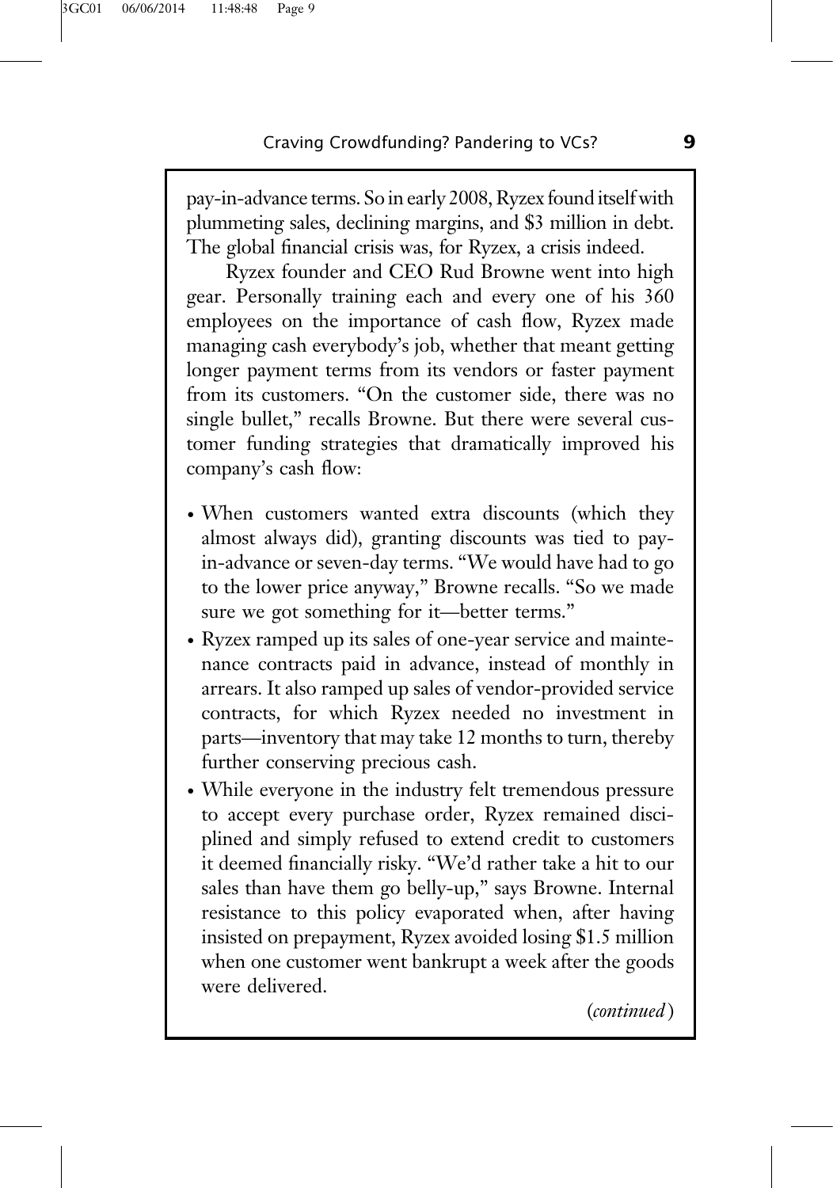pay-in-advance terms. So in early 2008, Ryzex found itself with plummeting sales, declining margins, and $3 million in debt. The global financial crisis was, for Ryzex, a crisis indeed.

Ryzex founder and CEO Rud Browne went into high gear. Personally training each and every one of his 360 employees on the importance of cash flow, Ryzex made managing cash everybody's job, whether that meant getting longer payment terms from its vendors or faster payment from its customers. "On the customer side, there was no single bullet," recalls Browne. But there were several customer funding strategies that dramatically improved his company's cash flow:

- When customers wanted extra discounts (which they almost always did), granting discounts was tied to pay-in-advance or seven-day terms. "We would have had to go to the lower price anyway," Browne recalls. "So we made sure we got something for it—better terms."
- Ryzex ramped up its sales of one-year service and maintenance contracts paid in advance, instead of monthly in arrears. It also ramped up sales of vendor-provided service contracts, for which Ryzex needed no investment in parts—inventory that may take 12 months to turn, thereby further conserving precious cash.
- While everyone in the industry felt tremendous pressure to accept every purchase order, Ryzex remained disciplined and simply refused to extend credit to customers it deemed financially risky. "We'd rather take a hit to our sales than have them go belly-up," says Browne. Internal resistance to this policy evaporated when, after having insisted on prepayment, Ryzex avoided losing $1.5 million when one customer went bankrupt a week after the goods were delivered.

*(continued)*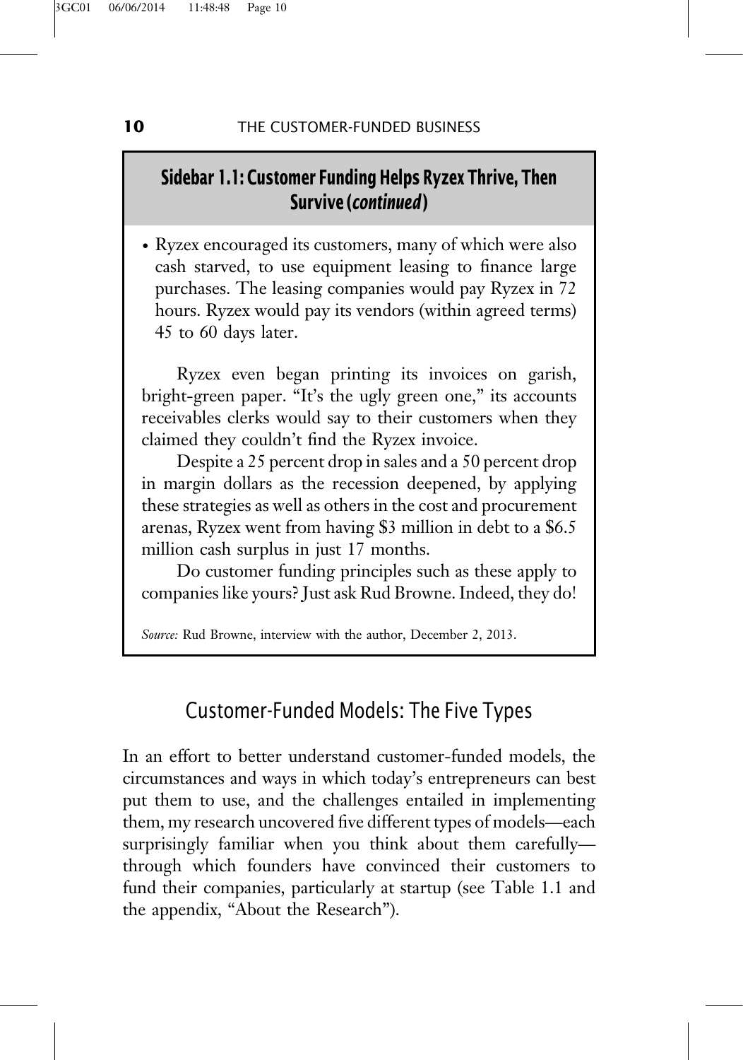## Sidebar 1.1: Customer Funding Helps Ryzex Thrive, Then Survive (*continued*)

- Ryzex encouraged its customers, many of which were also cash starved, to use equipment leasing to finance large purchases. The leasing companies would pay Ryzex in 72 hours. Ryzex would pay its vendors (within agreed terms) 45 to 60 days later.

Ryzex even began printing its invoices on garish, bright-green paper. "It's the ugly green one," its accounts receivables clerks would say to their customers when they claimed they couldn't find the Ryzex invoice.

Despite a 25 percent drop in sales and a 50 percent drop in margin dollars as the recession deepened, by applying these strategies as well as others in the cost and procurement arenas, Ryzex went from having \$3 million in debt to a \$6.5 million cash surplus in just 17 months.

Do customer funding principles such as these apply to companies like yours? Just ask Rud Browne. Indeed, they do!

*Source:* Rud Browne, interview with the author, December 2, 2013.

## Customer-Funded Models: The Five Types

In an effort to better understand customer-funded models, the circumstances and ways in which today's entrepreneurs can best put them to use, and the challenges entailed in implementing them, my research uncovered five different types of models—each surprisingly familiar when you think about them carefully—through which founders have convinced their customers to fund their companies, particularly at startup (see Table 1.1 and the appendix, "About the Research").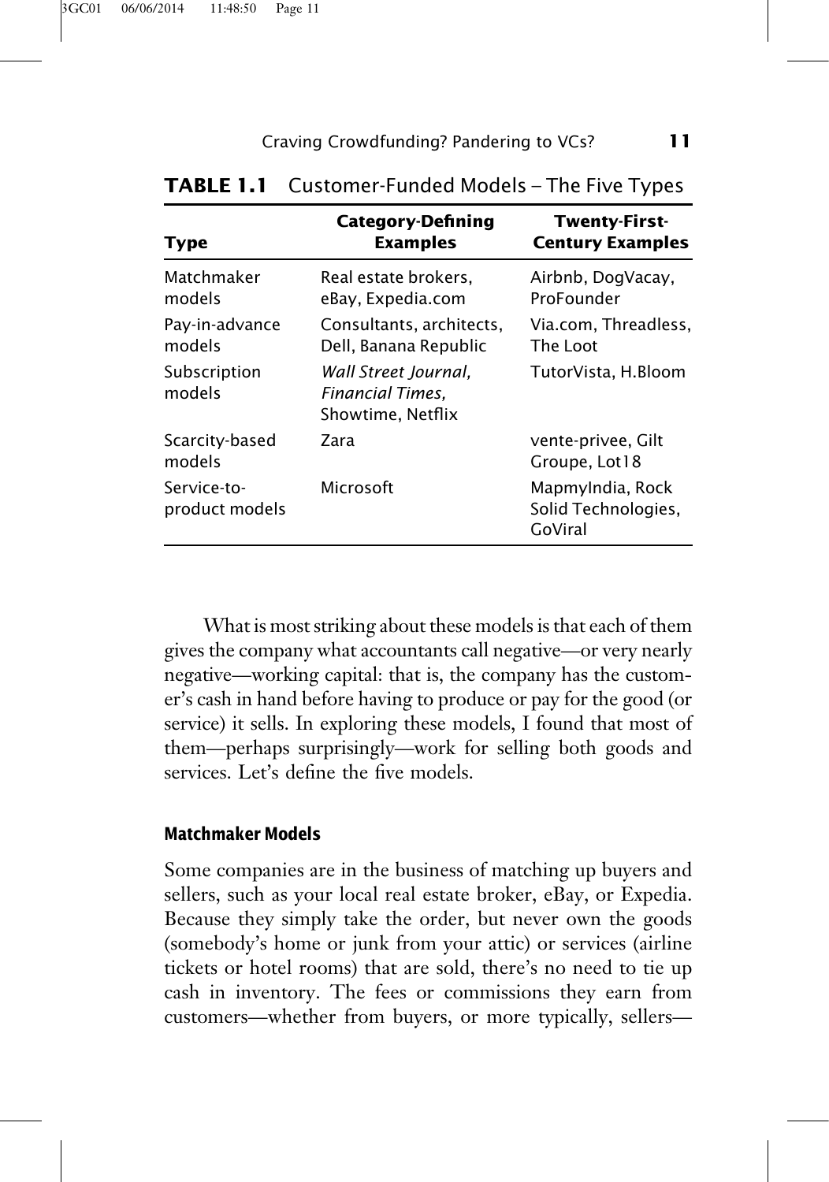**TABLE 1.1** Customer-Funded Models – The Five Types

| Type | Category-Defining Examples | Twenty-First-Century Examples |
| --- | --- | --- |
| Matchmaker models | Real estate brokers, eBay, Expedia.com | Airbnb, DogVacay, ProFounder |
| Pay-in-advance models | Consultants, architects, Dell, Banana Republic | Via.com, Threadless, The Loot |
| Subscription models | *Wall Street Journal*, *Financial Times*, Showtime, Netflix | TutorVista, H.Bloom |
| Scarcity-based models | Zara | vente-privee, Gilt Groupe, Lot18 |
| Service-to-product models | Microsoft | MapmyIndia, Rock Solid Technologies, GoViral |

What is most striking about these models is that each of them gives the company what accountants call negative—or very nearly negative—working capital: that is, the company has the customer's cash in hand before having to produce or pay for the good (or service) it sells. In exploring these models, I found that most of them—perhaps surprisingly—work for selling both goods and services. Let's define the five models.

### Matchmaker Models

Some companies are in the business of matching up buyers and sellers, such as your local real estate broker, eBay, or Expedia. Because they simply take the order, but never own the goods (somebody's home or junk from your attic) or services (airline tickets or hotel rooms) that are sold, there's no need to tie up cash in inventory. The fees or commissions they earn from customers—whether from buyers, or more typically, sellers—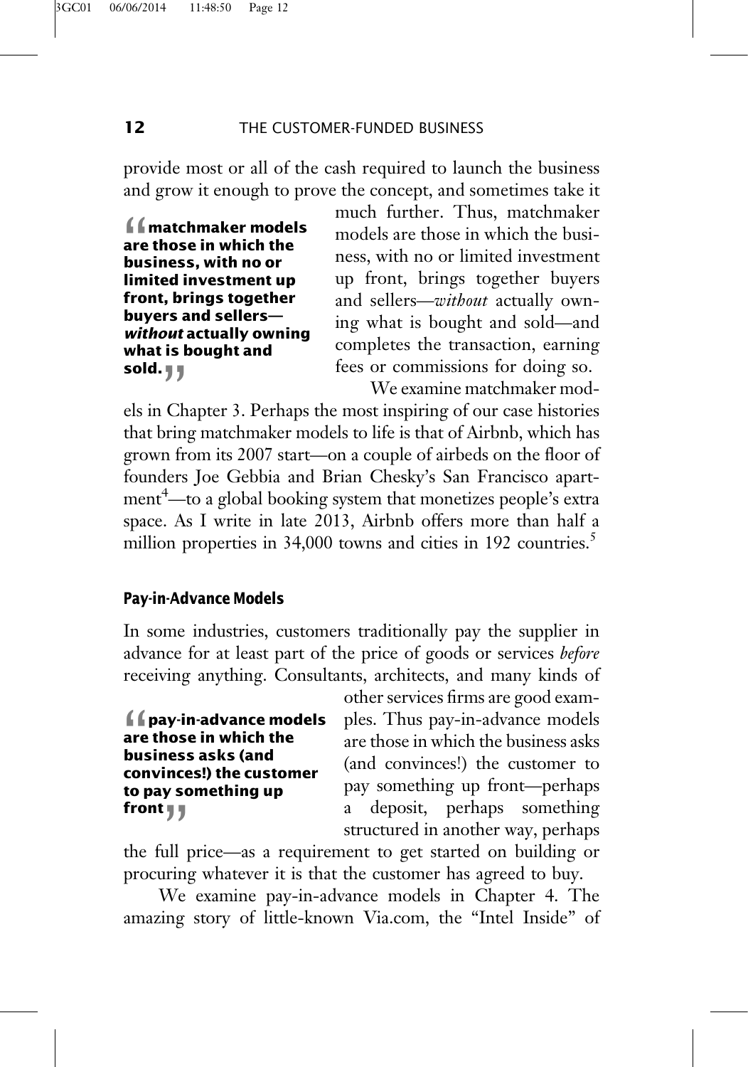provide most or all of the cash required to launch the business and grow it enough to prove the concept, and sometimes take it much further. Thus, matchmaker models are those in which the business, with no or limited investment up front, brings together buyers and sellers—*without* actually owning what is bought and sold—and completes the transaction, earning fees or commissions for doing so.

> **“matchmaker models are those in which the business, with no or limited investment up front, brings together buyers and sellers—*without* actually owning what is bought and sold.”**

We examine matchmaker models in Chapter 3. Perhaps the most inspiring of our case histories that bring matchmaker models to life is that of Airbnb, which has grown from its 2007 start—on a couple of airbeds on the floor of founders Joe Gebbia and Brian Chesky's San Francisco apartment[4]—to a global booking system that monetizes people's extra space. As I write in late 2013, Airbnb offers more than half a million properties in 34,000 towns and cities in 192 countries.[5]

### Pay-in-Advance Models

In some industries, customers traditionally pay the supplier in advance for at least part of the price of goods or services *before* receiving anything. Consultants, architects, and many kinds of other services firms are good examples. Thus pay-in-advance models are those in which the business asks (and convinces!) the customer to pay something up front—perhaps a deposit, perhaps something structured in another way, perhaps the full price—as a requirement to get started on building or procuring whatever it is that the customer has agreed to buy.

> **“pay-in-advance models are those in which the business asks (and convinces!) the customer to pay something up front”**

We examine pay-in-advance models in Chapter 4. The amazing story of little-known Via.com, the “Intel Inside” of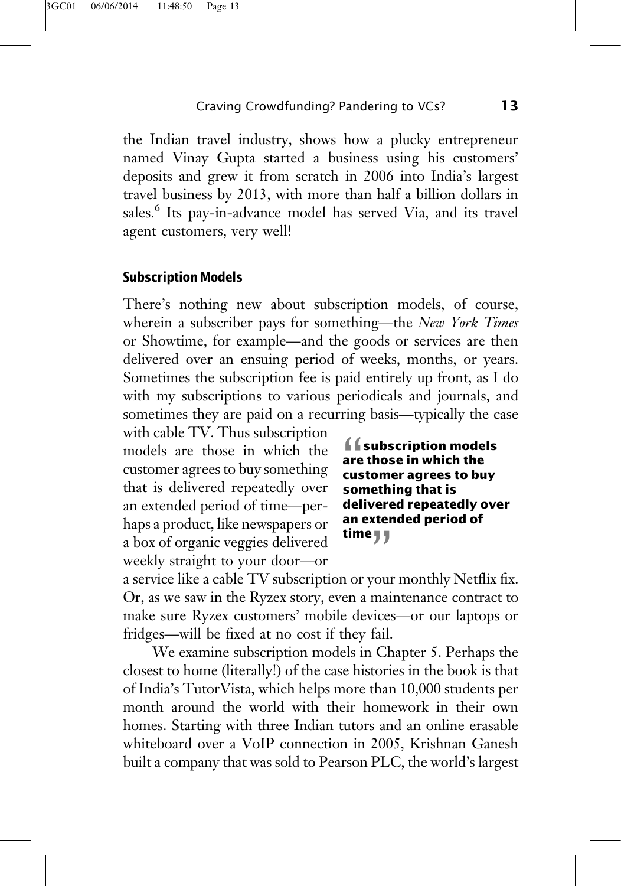the Indian travel industry, shows how a plucky entrepreneur named Vinay Gupta started a business using his customers' deposits and grew it from scratch in 2006 into India's largest travel business by 2013, with more than half a billion dollars in sales.[6] Its pay-in-advance model has served Via, and its travel agent customers, very well!

### Subscription Models

There's nothing new about subscription models, of course, wherein a subscriber pays for something—the *New York Times* or Showtime, for example—and the goods or services are then delivered over an ensuing period of weeks, months, or years. Sometimes the subscription fee is paid entirely up front, as I do with my subscriptions to various periodicals and journals, and sometimes they are paid on a recurring basis—typically the case with cable TV. Thus subscription models are those in which the customer agrees to buy something that is delivered repeatedly over an extended period of time—perhaps a product, like newspapers or a box of organic veggies delivered weekly straight to your door—or a service like a cable TV subscription or your monthly Netflix fix. Or, as we saw in the Ryzex story, even a maintenance contract to make sure Ryzex customers' mobile devices—or our laptops or fridges—will be fixed at no cost if they fail.

> **"subscription models are those in which the customer agrees to buy something that is delivered repeatedly over an extended period of time"**

We examine subscription models in Chapter 5. Perhaps the closest to home (literally!) of the case histories in the book is that of India's TutorVista, which helps more than 10,000 students per month around the world with their homework in their own homes. Starting with three Indian tutors and an online erasable whiteboard over a VoIP connection in 2005, Krishnan Ganesh built a company that was sold to Pearson PLC, the world's largest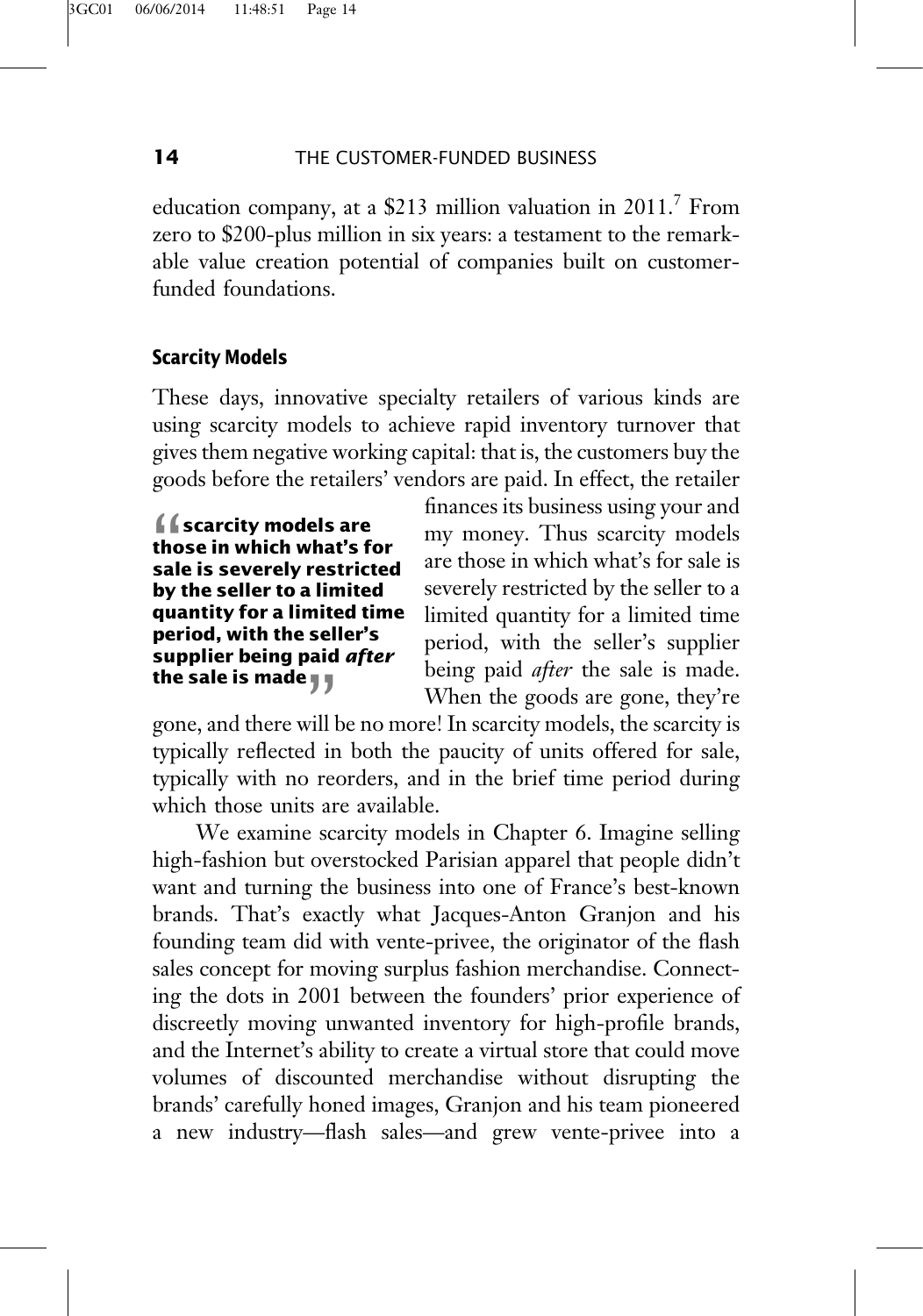education company, at a $213 million valuation in 2011.[7] From zero to $200-plus million in six years: a testament to the remarkable value creation potential of companies built on customer-funded foundations.

### Scarcity Models

These days, innovative specialty retailers of various kinds are using scarcity models to achieve rapid inventory turnover that gives them negative working capital: that is, the customers buy the goods before the retailers' vendors are paid. In effect, the retailer finances its business using your and my money. Thus scarcity models are those in which what's for sale is severely restricted by the seller to a limited quantity for a limited time period, with the seller's supplier being paid *after* the sale is made. When the goods are gone, they're gone, and there will be no more! In scarcity models, the scarcity is typically reflected in both the paucity of units offered for sale, typically with no reorders, and in the brief time period during which those units are available.

> **"scarcity models are those in which what's for sale is severely restricted by the seller to a limited quantity for a limited time period, with the seller's supplier being paid *after* the sale is made"**

We examine scarcity models in Chapter 6. Imagine selling high-fashion but overstocked Parisian apparel that people didn't want and turning the business into one of France's best-known brands. That's exactly what Jacques-Anton Granjon and his founding team did with vente-privee, the originator of the flash sales concept for moving surplus fashion merchandise. Connecting the dots in 2001 between the founders' prior experience of discreetly moving unwanted inventory for high-profile brands, and the Internet's ability to create a virtual store that could move volumes of discounted merchandise without disrupting the brands' carefully honed images, Granjon and his team pioneered a new industry—flash sales—and grew vente-privee into a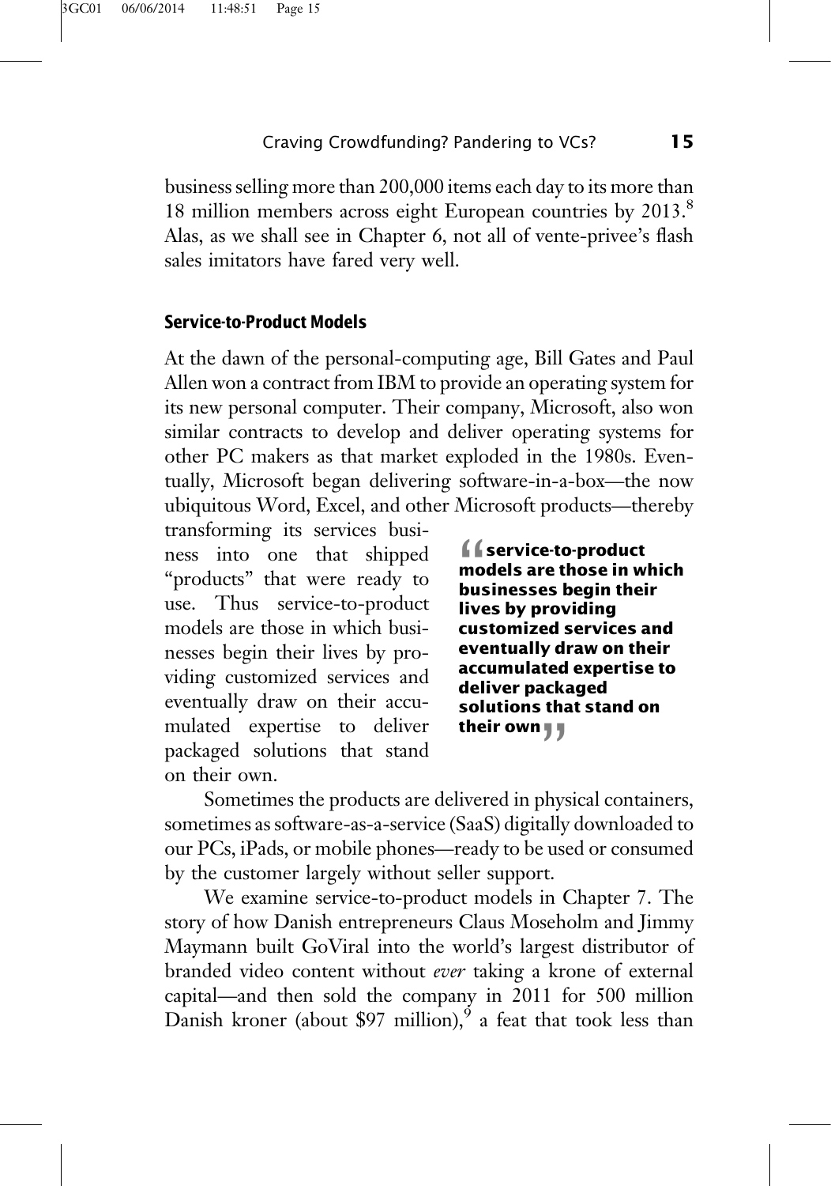business selling more than 200,000 items each day to its more than 18 million members across eight European countries by 2013.[8] Alas, as we shall see in Chapter 6, not all of vente-privee's flash sales imitators have fared very well.

### Service-to-Product Models

At the dawn of the personal-computing age, Bill Gates and Paul Allen won a contract from IBM to provide an operating system for its new personal computer. Their company, Microsoft, also won similar contracts to develop and deliver operating systems for other PC makers as that market exploded in the 1980s. Eventually, Microsoft began delivering software-in-a-box—the now ubiquitous Word, Excel, and other Microsoft products—thereby transforming its services business into one that shipped "products" that were ready to use. Thus service-to-product models are those in which businesses begin their lives by providing customized services and eventually draw on their accumulated expertise to deliver packaged solutions that stand on their own.

> **"service-to-product models are those in which businesses begin their lives by providing customized services and eventually draw on their accumulated expertise to deliver packaged solutions that stand on their own"**

Sometimes the products are delivered in physical containers, sometimes as software-as-a-service (SaaS) digitally downloaded to our PCs, iPads, or mobile phones—ready to be used or consumed by the customer largely without seller support.

We examine service-to-product models in Chapter 7. The story of how Danish entrepreneurs Claus Moseholm and Jimmy Maymann built GoViral into the world's largest distributor of branded video content without *ever* taking a krone of external capital—and then sold the company in 2011 for 500 million Danish kroner (about $97 million),[9] a feat that took less than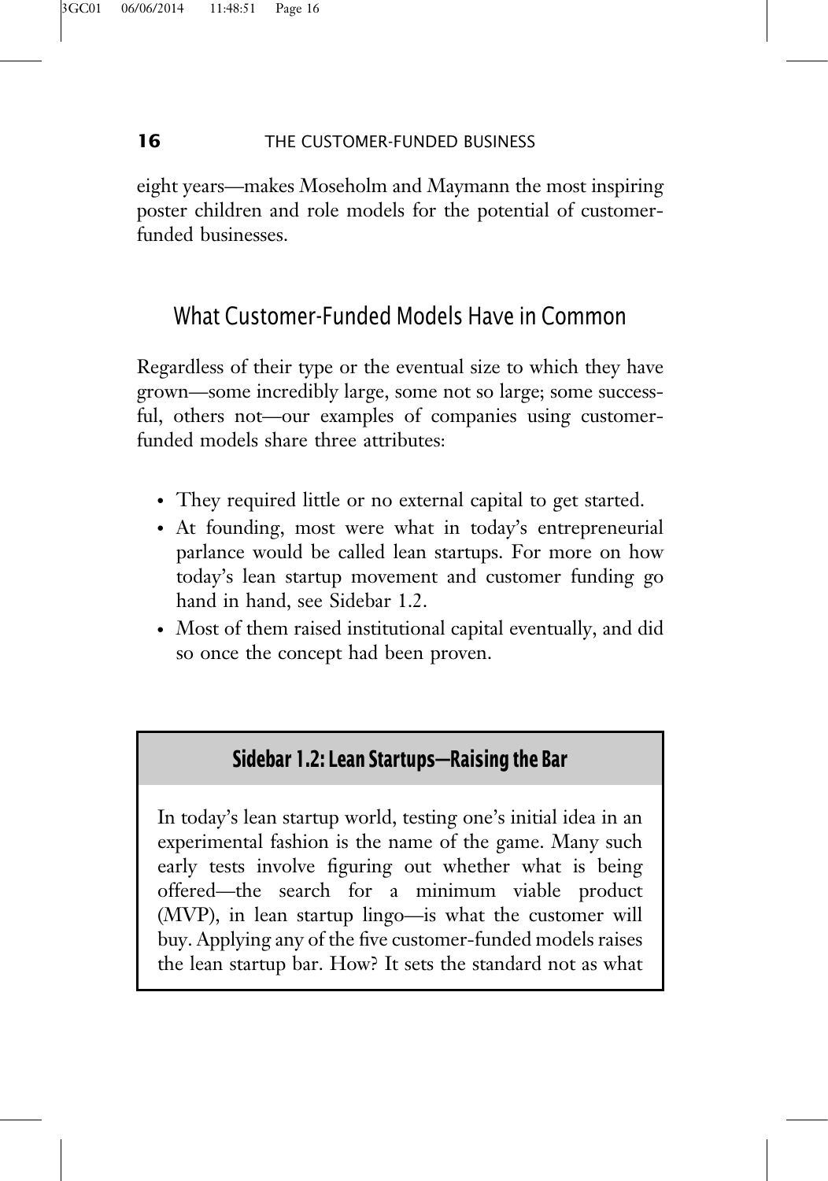eight years—makes Moseholm and Maymann the most inspiring poster children and role models for the potential of customer-funded businesses.

## What Customer-Funded Models Have in Common

Regardless of their type or the eventual size to which they have grown—some incredibly large, some not so large; some successful, others not—our examples of companies using customer-funded models share three attributes:

- They required little or no external capital to get started.
- At founding, most were what in today's entrepreneurial parlance would be called lean startups. For more on how today's lean startup movement and customer funding go hand in hand, see Sidebar 1.2.
- Most of them raised institutional capital eventually, and did so once the concept had been proven.

### Sidebar 1.2: Lean Startups—Raising the Bar

In today's lean startup world, testing one's initial idea in an experimental fashion is the name of the game. Many such early tests involve figuring out whether what is being offered—the search for a minimum viable product (MVP), in lean startup lingo—is what the customer will buy. Applying any of the five customer-funded models raises the lean startup bar. How? It sets the standard not as what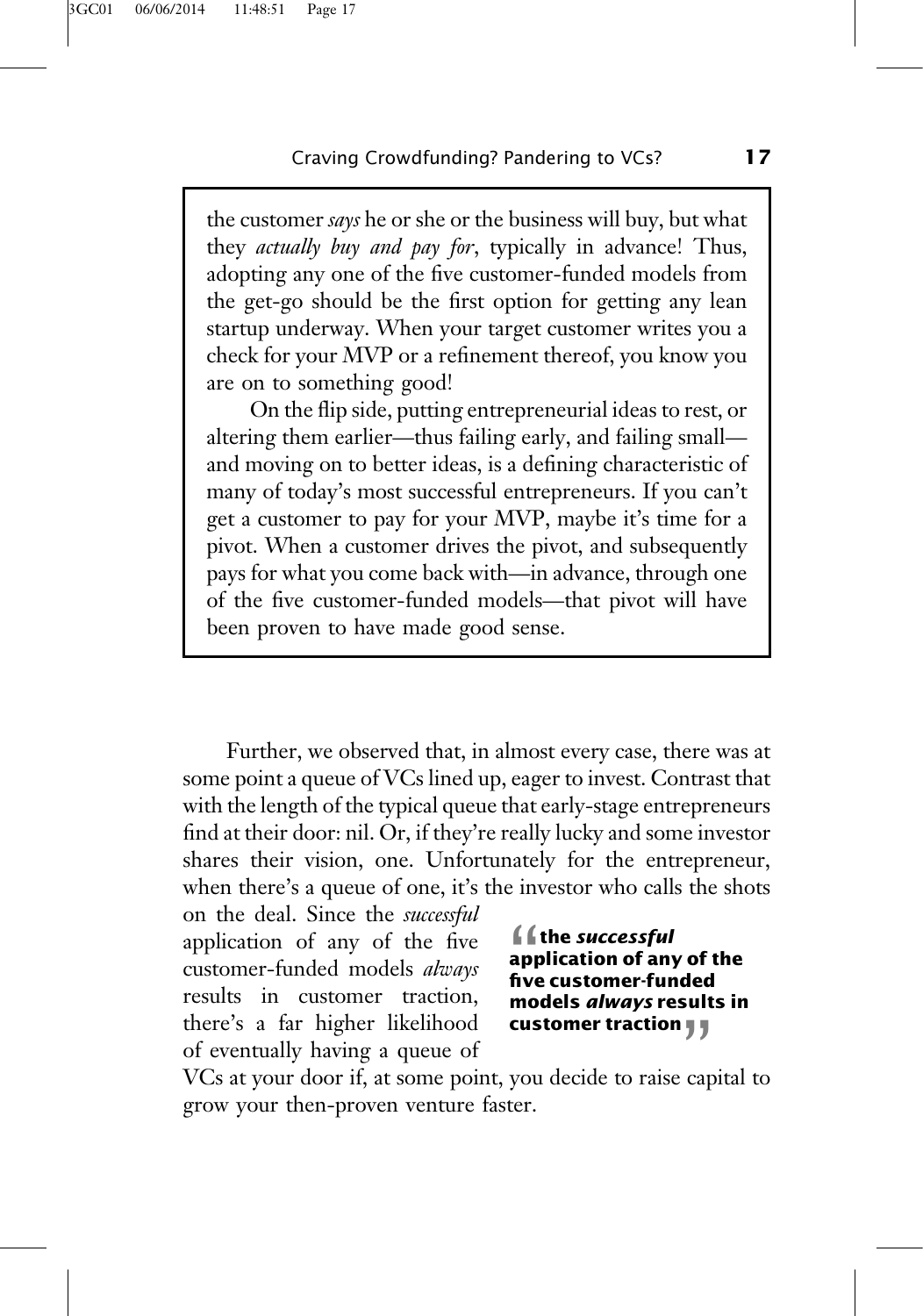the customer *says* he or she or the business will buy, but what they *actually buy and pay for*, typically in advance! Thus, adopting any one of the five customer-funded models from the get-go should be the first option for getting any lean startup underway. When your target customer writes you a check for your MVP or a refinement thereof, you know you are on to something good!

On the flip side, putting entrepreneurial ideas to rest, or altering them earlier—thus failing early, and failing small—and moving on to better ideas, is a defining characteristic of many of today's most successful entrepreneurs. If you can't get a customer to pay for your MVP, maybe it's time for a pivot. When a customer drives the pivot, and subsequently pays for what you come back with—in advance, through one of the five customer-funded models—that pivot will have been proven to have made good sense.

Further, we observed that, in almost every case, there was at some point a queue of VCs lined up, eager to invest. Contrast that with the length of the typical queue that early-stage entrepreneurs find at their door: nil. Or, if they're really lucky and some investor shares their vision, one. Unfortunately for the entrepreneur, when there's a queue of one, it's the investor who calls the shots on the deal. Since the *successful* application of any of the five customer-funded models *always* results in customer traction, there's a far higher likelihood of eventually having a queue of VCs at your door if, at some point, you decide to raise capital to grow your then-proven venture faster.

> **"the *successful* application of any of the five customer-funded models *always* results in customer traction"**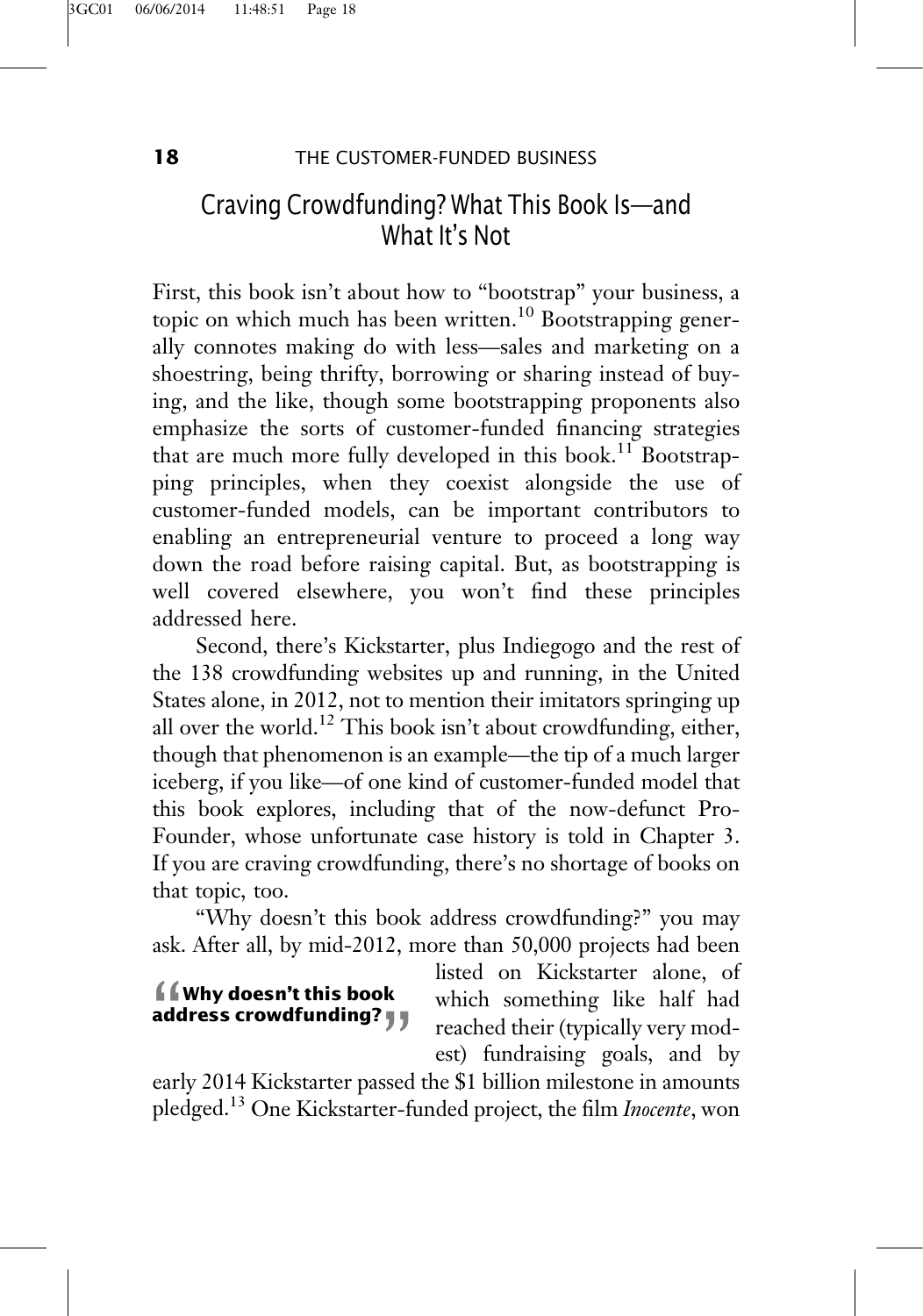## Craving Crowdfunding? What This Book Is—and What It's Not

First, this book isn't about how to "bootstrap" your business, a topic on which much has been written.[10] Bootstrapping generally connotes making do with less—sales and marketing on a shoestring, being thrifty, borrowing or sharing instead of buying, and the like, though some bootstrapping proponents also emphasize the sorts of customer-funded financing strategies that are much more fully developed in this book.[11] Bootstrapping principles, when they coexist alongside the use of customer-funded models, can be important contributors to enabling an entrepreneurial venture to proceed a long way down the road before raising capital. But, as bootstrapping is well covered elsewhere, you won't find these principles addressed here.

Second, there's Kickstarter, plus Indiegogo and the rest of the 138 crowdfunding websites up and running, in the United States alone, in 2012, not to mention their imitators springing up all over the world.[12] This book isn't about crowdfunding, either, though that phenomenon is an example—the tip of a much larger iceberg, if you like—of one kind of customer-funded model that this book explores, including that of the now-defunct ProFounder, whose unfortunate case history is told in Chapter 3. If you are craving crowdfunding, there's no shortage of books on that topic, too.

"Why doesn't this book address crowdfunding?" you may ask. After all, by mid-2012, more than 50,000 projects had been listed on Kickstarter alone, of which something like half had reached their (typically very modest) fundraising goals, and by early 2014 Kickstarter passed the $1 billion milestone in amounts pledged.[13] One Kickstarter-funded project, the film *Inocente*, won

> **"Why doesn't this book address crowdfunding?"**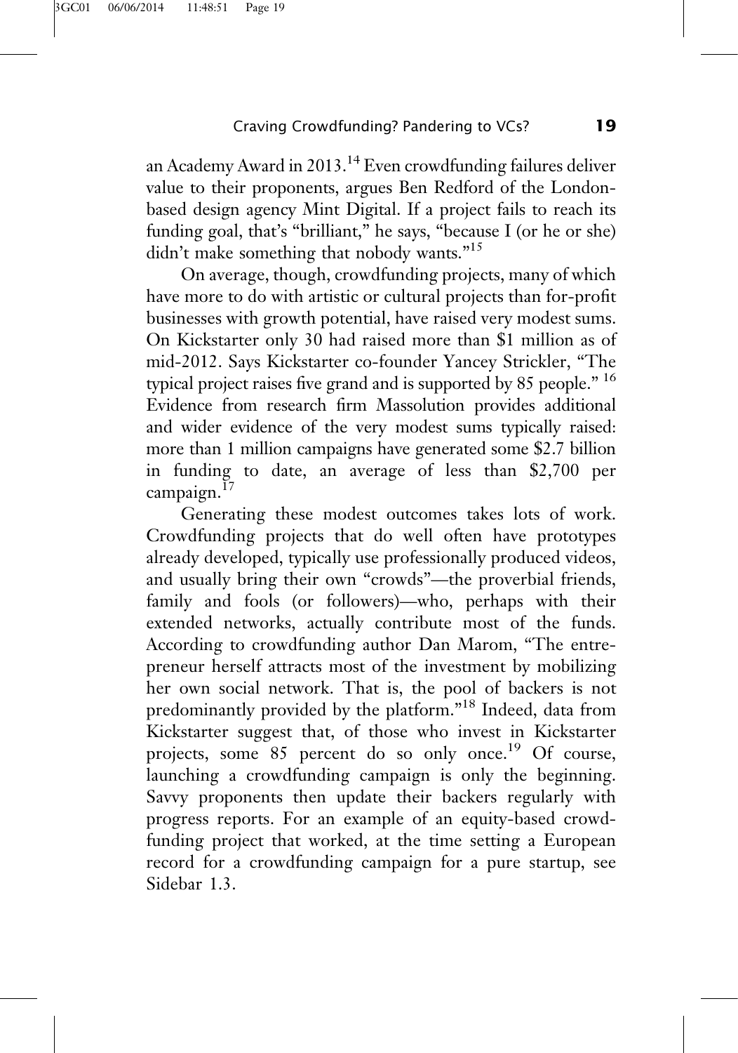an Academy Award in 2013.[14] Even crowdfunding failures deliver value to their proponents, argues Ben Redford of the London-based design agency Mint Digital. If a project fails to reach its funding goal, that's "brilliant," he says, "because I (or he or she) didn't make something that nobody wants."[15]

On average, though, crowdfunding projects, many of which have more to do with artistic or cultural projects than for-profit businesses with growth potential, have raised very modest sums. On Kickstarter only 30 had raised more than $1 million as of mid-2012. Says Kickstarter co-founder Yancey Strickler, "The typical project raises five grand and is supported by 85 people." [16] Evidence from research firm Massolution provides additional and wider evidence of the very modest sums typically raised: more than 1 million campaigns have generated some $2.7 billion in funding to date, an average of less than $2,700 per campaign.[17]

Generating these modest outcomes takes lots of work. Crowdfunding projects that do well often have prototypes already developed, typically use professionally produced videos, and usually bring their own "crowds"—the proverbial friends, family and fools (or followers)—who, perhaps with their extended networks, actually contribute most of the funds. According to crowdfunding author Dan Marom, "The entrepreneur herself attracts most of the investment by mobilizing her own social network. That is, the pool of backers is not predominantly provided by the platform."[18] Indeed, data from Kickstarter suggest that, of those who invest in Kickstarter projects, some 85 percent do so only once.[19] Of course, launching a crowdfunding campaign is only the beginning. Savvy proponents then update their backers regularly with progress reports. For an example of an equity-based crowdfunding project that worked, at the time setting a European record for a crowdfunding campaign for a pure startup, see Sidebar 1.3.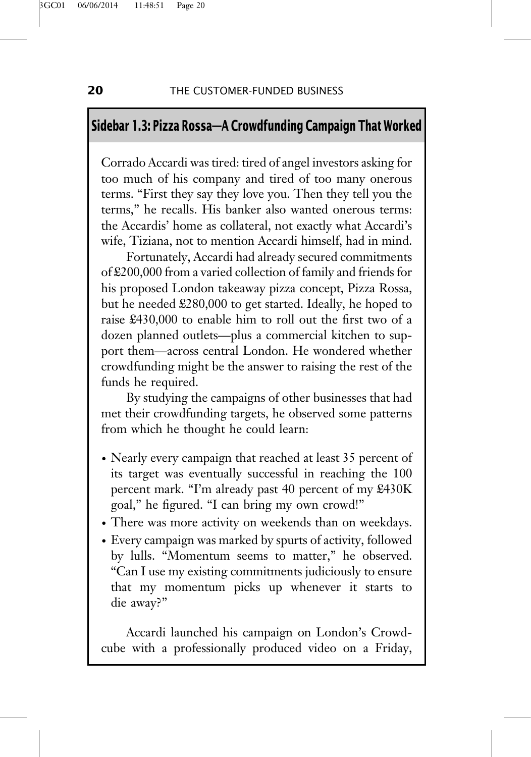## Sidebar 1.3: Pizza Rossa—A Crowdfunding Campaign That Worked

Corrado Accardi was tired: tired of angel investors asking for too much of his company and tired of too many onerous terms. "First they say they love you. Then they tell you the terms," he recalls. His banker also wanted onerous terms: the Accardis' home as collateral, not exactly what Accardi's wife, Tiziana, not to mention Accardi himself, had in mind.

Fortunately, Accardi had already secured commitments of £200,000 from a varied collection of family and friends for his proposed London takeaway pizza concept, Pizza Rossa, but he needed £280,000 to get started. Ideally, he hoped to raise £430,000 to enable him to roll out the first two of a dozen planned outlets—plus a commercial kitchen to support them—across central London. He wondered whether crowdfunding might be the answer to raising the rest of the funds he required.

By studying the campaigns of other businesses that had met their crowdfunding targets, he observed some patterns from which he thought he could learn:

- Nearly every campaign that reached at least 35 percent of its target was eventually successful in reaching the 100 percent mark. "I'm already past 40 percent of my £430K goal," he figured. "I can bring my own crowd!"
- There was more activity on weekends than on weekdays.
- Every campaign was marked by spurts of activity, followed by lulls. "Momentum seems to matter," he observed. "Can I use my existing commitments judiciously to ensure that my momentum picks up whenever it starts to die away?"

Accardi launched his campaign on London's Crowdcube with a professionally produced video on a Friday,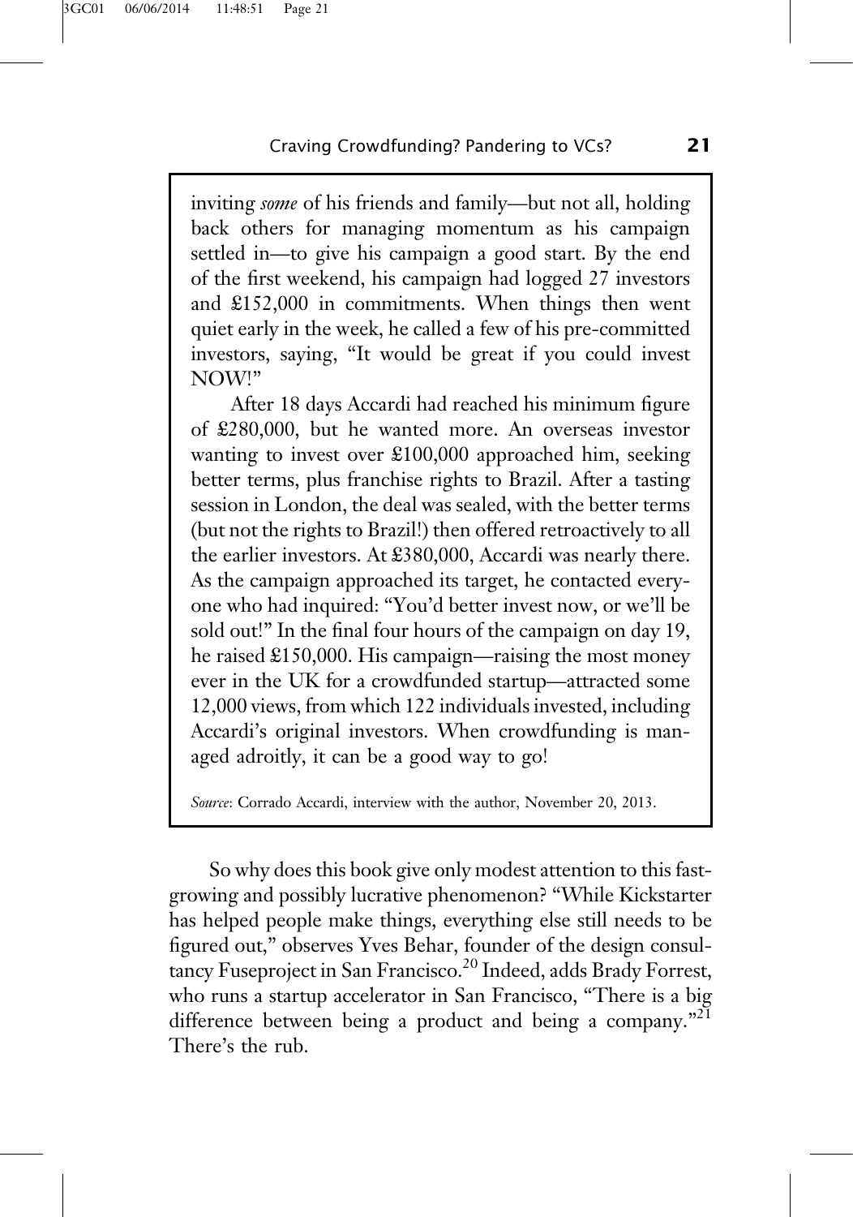inviting *some* of his friends and family—but not all, holding back others for managing momentum as his campaign settled in—to give his campaign a good start. By the end of the first weekend, his campaign had logged 27 investors and £152,000 in commitments. When things then went quiet early in the week, he called a few of his pre-committed investors, saying, "It would be great if you could invest NOW!"

After 18 days Accardi had reached his minimum figure of £280,000, but he wanted more. An overseas investor wanting to invest over £100,000 approached him, seeking better terms, plus franchise rights to Brazil. After a tasting session in London, the deal was sealed, with the better terms (but not the rights to Brazil!) then offered retroactively to all the earlier investors. At £380,000, Accardi was nearly there. As the campaign approached its target, he contacted everyone who had inquired: "You'd better invest now, or we'll be sold out!" In the final four hours of the campaign on day 19, he raised £150,000. His campaign—raising the most money ever in the UK for a crowdfunded startup—attracted some 12,000 views, from which 122 individuals invested, including Accardi's original investors. When crowdfunding is managed adroitly, it can be a good way to go!

*Source*: Corrado Accardi, interview with the author, November 20, 2013.

So why does this book give only modest attention to this fast-growing and possibly lucrative phenomenon? "While Kickstarter has helped people make things, everything else still needs to be figured out," observes Yves Behar, founder of the design consultancy Fuseproject in San Francisco.[20] Indeed, adds Brady Forrest, who runs a startup accelerator in San Francisco, "There is a big difference between being a product and being a company."[21] There's the rub.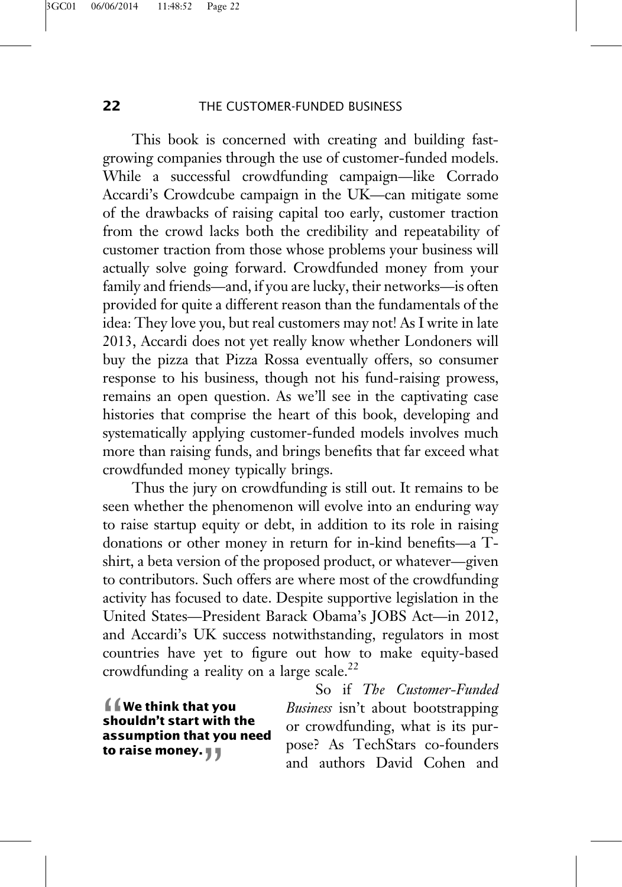This book is concerned with creating and building fast-growing companies through the use of customer-funded models. While a successful crowdfunding campaign—like Corrado Accardi's Crowdcube campaign in the UK—can mitigate some of the drawbacks of raising capital too early, customer traction from the crowd lacks both the credibility and repeatability of customer traction from those whose problems your business will actually solve going forward. Crowdfunded money from your family and friends—and, if you are lucky, their networks—is often provided for quite a different reason than the fundamentals of the idea: They love you, but real customers may not! As I write in late 2013, Accardi does not yet really know whether Londoners will buy the pizza that Pizza Rossa eventually offers, so consumer response to his business, though not his fund-raising prowess, remains an open question. As we'll see in the captivating case histories that comprise the heart of this book, developing and systematically applying customer-funded models involves much more than raising funds, and brings benefits that far exceed what crowdfunded money typically brings.

Thus the jury on crowdfunding is still out. It remains to be seen whether the phenomenon will evolve into an enduring way to raise startup equity or debt, in addition to its role in raising donations or other money in return for in-kind benefits—a T-shirt, a beta version of the proposed product, or whatever—given to contributors. Such offers are where most of the crowdfunding activity has focused to date. Despite supportive legislation in the United States—President Barack Obama's JOBS Act—in 2012, and Accardi's UK success notwithstanding, regulators in most countries have yet to figure out how to make equity-based crowdfunding a reality on a large scale.[22]

> **"We think that you shouldn't start with the assumption that you need to raise money."**

So if *The Customer-Funded Business* isn't about bootstrapping or crowdfunding, what is its purpose? As TechStars co-founders and authors David Cohen and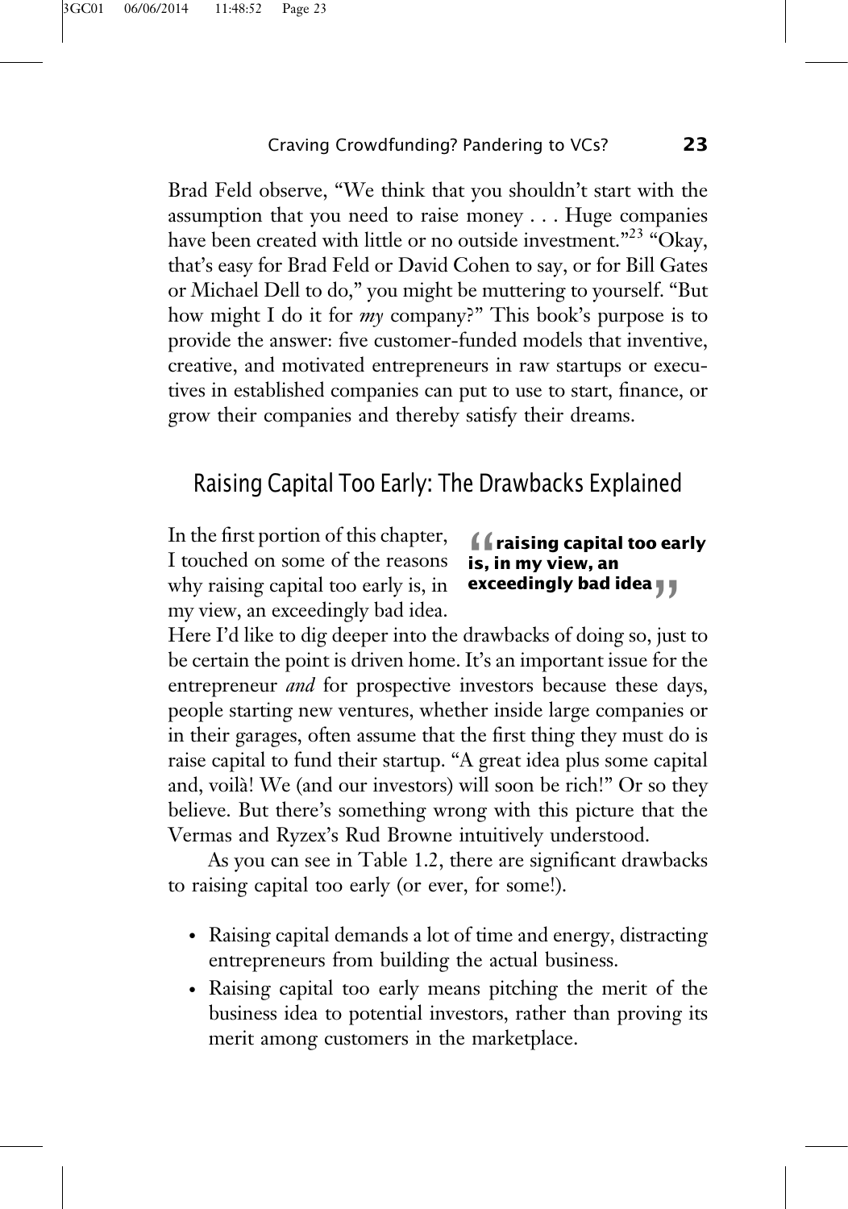Brad Feld observe, "We think that you shouldn't start with the assumption that you need to raise money . . . Huge companies have been created with little or no outside investment."[23] "Okay, that's easy for Brad Feld or David Cohen to say, or for Bill Gates or Michael Dell to do," you might be muttering to yourself. "But how might I do it for *my* company?" This book's purpose is to provide the answer: five customer-funded models that inventive, creative, and motivated entrepreneurs in raw startups or executives in established companies can put to use to start, finance, or grow their companies and thereby satisfy their dreams.

## Raising Capital Too Early: The Drawbacks Explained

In the first portion of this chapter, I touched on some of the reasons why raising capital too early is, in my view, an exceedingly bad idea. Here I'd like to dig deeper into the drawbacks of doing so, just to be certain the point is driven home. It's an important issue for the entrepreneur *and* for prospective investors because these days, people starting new ventures, whether inside large companies or in their garages, often assume that the first thing they must do is raise capital to fund their startup. "A great idea plus some capital and, voilà! We (and our investors) will soon be rich!" Or so they believe. But there's something wrong with this picture that the Vermas and Ryzex's Rud Browne intuitively understood.

> **"raising capital too early is, in my view, an exceedingly bad idea"**

As you can see in Table 1.2, there are significant drawbacks to raising capital too early (or ever, for some!).

- Raising capital demands a lot of time and energy, distracting entrepreneurs from building the actual business.
- Raising capital too early means pitching the merit of the business idea to potential investors, rather than proving its merit among customers in the marketplace.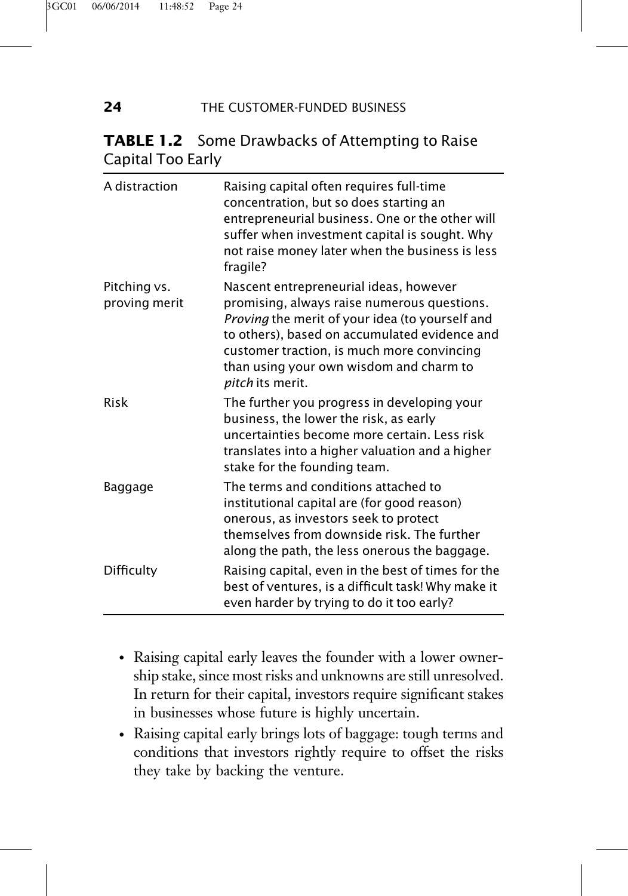**TABLE 1.2** Some Drawbacks of Attempting to Raise Capital Too Early

| | |
|---|---|
| A distraction | Raising capital often requires full-time concentration, but so does starting an entrepreneurial business. One or the other will suffer when investment capital is sought. Why not raise money later when the business is less fragile? |
| Pitching vs. proving merit | Nascent entrepreneurial ideas, however promising, always raise numerous questions. *Proving* the merit of your idea (to yourself and to others), based on accumulated evidence and customer traction, is much more convincing than using your own wisdom and charm to *pitch* its merit. |
| Risk | The further you progress in developing your business, the lower the risk, as early uncertainties become more certain. Less risk translates into a higher valuation and a higher stake for the founding team. |
| Baggage | The terms and conditions attached to institutional capital are (for good reason) onerous, as investors seek to protect themselves from downside risk. The further along the path, the less onerous the baggage. |
| Difficulty | Raising capital, even in the best of times for the best of ventures, is a difficult task! Why make it even harder by trying to do it too early? |

- Raising capital early leaves the founder with a lower ownership stake, since most risks and unknowns are still unresolved. In return for their capital, investors require significant stakes in businesses whose future is highly uncertain.
- Raising capital early brings lots of baggage: tough terms and conditions that investors rightly require to offset the risks they take by backing the venture.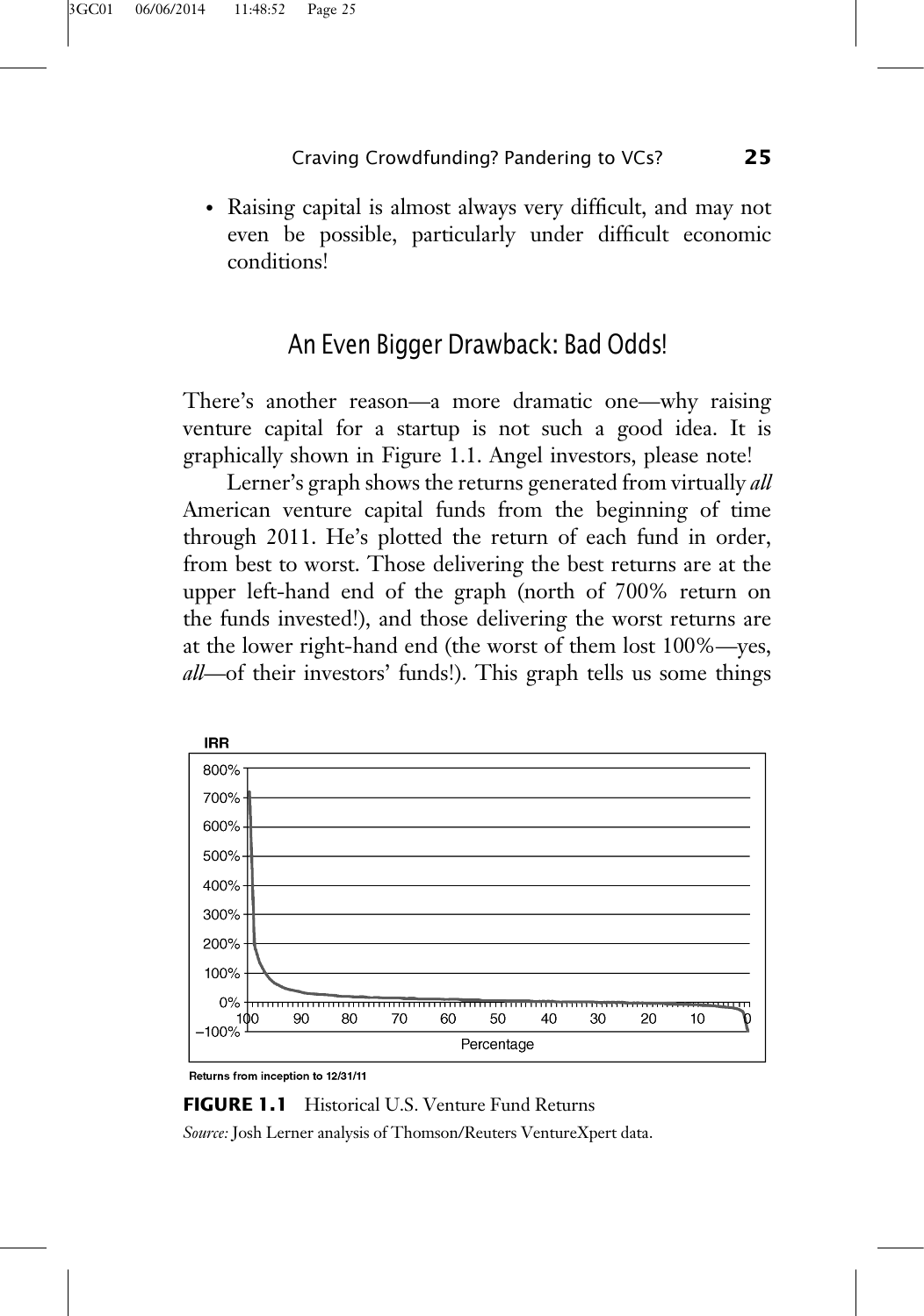- Raising capital is almost always very difficult, and may not even be possible, particularly under difficult economic conditions!

## An Even Bigger Drawback: Bad Odds!

There's another reason—a more dramatic one—why raising venture capital for a startup is not such a good idea. It is graphically shown in Figure 1.1. Angel investors, please note!

Lerner's graph shows the returns generated from virtually *all* American venture capital funds from the beginning of time through 2011. He's plotted the return of each fund in order, from best to worst. Those delivering the best returns are at the upper left-hand end of the graph (north of 700% return on the funds invested!), and those delivering the worst returns are at the lower right-hand end (the worst of them lost 100%—yes, *all*—of their investors' funds!). This graph tells us some things

Returns from inception to 12/31/11

**FIGURE 1.1** Historical U.S. Venture Fund Returns

*Source:* Josh Lerner analysis of Thomson/Reuters VentureXpert data.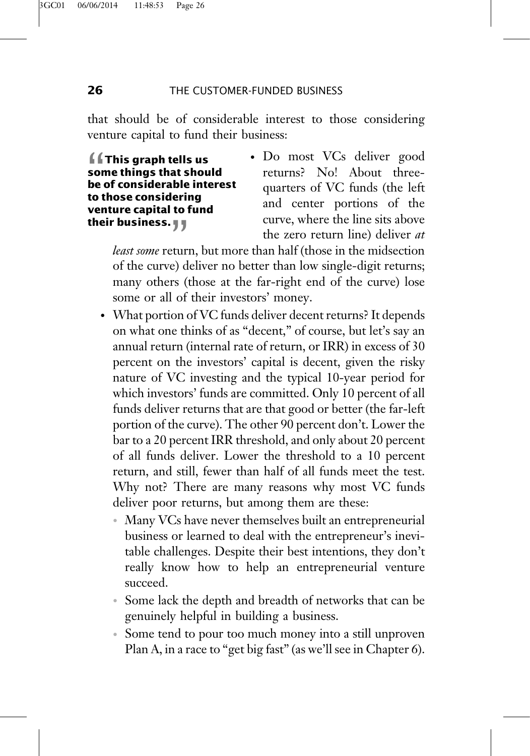that should be of considerable interest to those considering venture capital to fund their business:

> **"This graph tells us some things that should be of considerable interest to those considering venture capital to fund their business."**

- Do most VCs deliver good returns? No! About three-quarters of VC funds (the left and center portions of the curve, where the line sits above the zero return line) deliver *at least some* return, but more than half (those in the midsection of the curve) deliver no better than low single-digit returns; many others (those at the far-right end of the curve) lose some or all of their investors' money.
- What portion of VC funds deliver decent returns? It depends on what one thinks of as "decent," of course, but let's say an annual return (internal rate of return, or IRR) in excess of 30 percent on the investors' capital is decent, given the risky nature of VC investing and the typical 10-year period for which investors' funds are committed. Only 10 percent of all funds deliver returns that are that good or better (the far-left portion of the curve). The other 90 percent don't. Lower the bar to a 20 percent IRR threshold, and only about 20 percent of all funds deliver. Lower the threshold to a 10 percent return, and still, fewer than half of all funds meet the test. Why not? There are many reasons why most VC funds deliver poor returns, but among them are these:
  - Many VCs have never themselves built an entrepreneurial business or learned to deal with the entrepreneur's inevitable challenges. Despite their best intentions, they don't really know how to help an entrepreneurial venture succeed.
  - Some lack the depth and breadth of networks that can be genuinely helpful in building a business.
  - Some tend to pour too much money into a still unproven Plan A, in a race to "get big fast" (as we'll see in Chapter 6).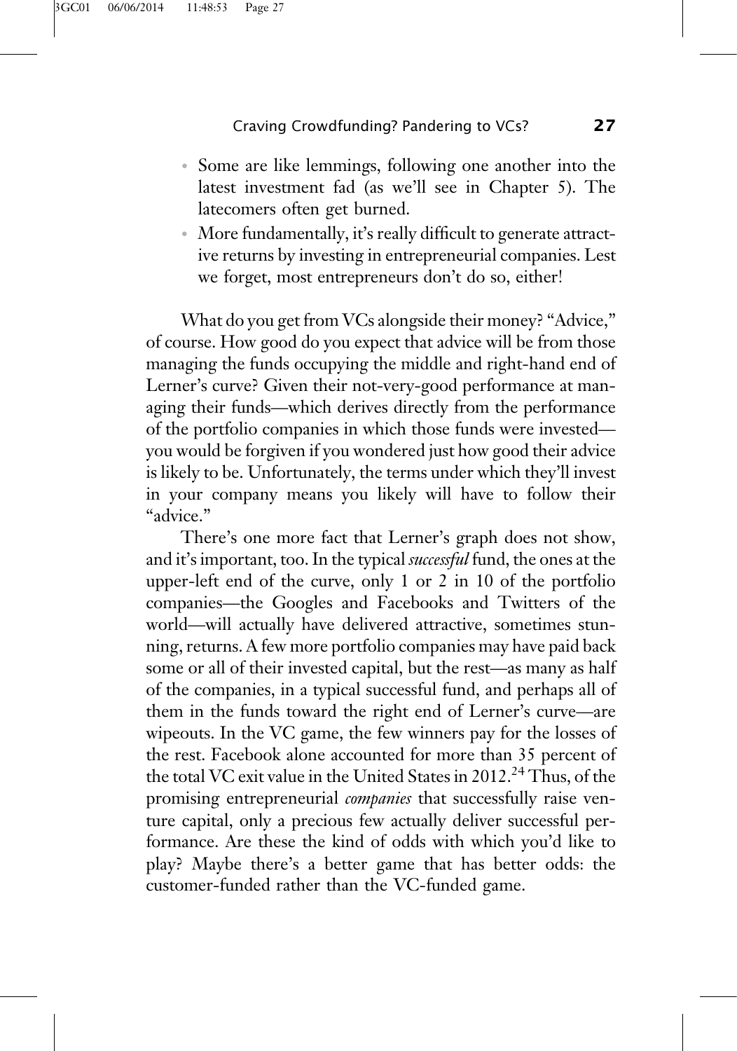- Some are like lemmings, following one another into the latest investment fad (as we'll see in Chapter 5). The latecomers often get burned.
- More fundamentally, it's really difficult to generate attractive returns by investing in entrepreneurial companies. Lest we forget, most entrepreneurs don't do so, either!

What do you get from VCs alongside their money? "Advice," of course. How good do you expect that advice will be from those managing the funds occupying the middle and right-hand end of Lerner's curve? Given their not-very-good performance at managing their funds—which derives directly from the performance of the portfolio companies in which those funds were invested—you would be forgiven if you wondered just how good their advice is likely to be. Unfortunately, the terms under which they'll invest in your company means you likely will have to follow their "advice."

There's one more fact that Lerner's graph does not show, and it's important, too. In the typical *successful* fund, the ones at the upper-left end of the curve, only 1 or 2 in 10 of the portfolio companies—the Googles and Facebooks and Twitters of the world—will actually have delivered attractive, sometimes stunning, returns. A few more portfolio companies may have paid back some or all of their invested capital, but the rest—as many as half of the companies, in a typical successful fund, and perhaps all of them in the funds toward the right end of Lerner's curve—are wipeouts. In the VC game, the few winners pay for the losses of the rest. Facebook alone accounted for more than 35 percent of the total VC exit value in the United States in 2012.[24] Thus, of the promising entrepreneurial *companies* that successfully raise venture capital, only a precious few actually deliver successful performance. Are these the kind of odds with which you'd like to play? Maybe there's a better game that has better odds: the customer-funded rather than the VC-funded game.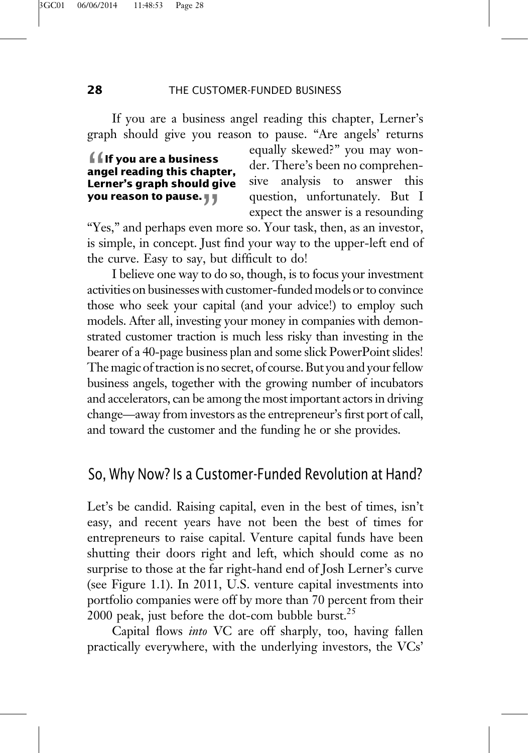If you are a business angel reading this chapter, Lerner's graph should give you reason to pause. "Are angels' returns equally skewed?" you may wonder. There's been no comprehensive analysis to answer this question, unfortunately. But I expect the answer is a resounding "Yes," and perhaps even more so. Your task, then, as an investor, is simple, in concept. Just find your way to the upper-left end of the curve. Easy to say, but difficult to do!

> **"If you are a business angel reading this chapter, Lerner's graph should give you reason to pause."**

I believe one way to do so, though, is to focus your investment activities on businesses with customer-funded models or to convince those who seek your capital (and your advice!) to employ such models. After all, investing your money in companies with demonstrated customer traction is much less risky than investing in the bearer of a 40-page business plan and some slick PowerPoint slides! The magic of traction is no secret, of course. But you and your fellow business angels, together with the growing number of incubators and accelerators, can be among the most important actors in driving change—away from investors as the entrepreneur's first port of call, and toward the customer and the funding he or she provides.

## So, Why Now? Is a Customer-Funded Revolution at Hand?

Let's be candid. Raising capital, even in the best of times, isn't easy, and recent years have not been the best of times for entrepreneurs to raise capital. Venture capital funds have been shutting their doors right and left, which should come as no surprise to those at the far right-hand end of Josh Lerner's curve (see Figure 1.1). In 2011, U.S. venture capital investments into portfolio companies were off by more than 70 percent from their 2000 peak, just before the dot-com bubble burst.[25]

Capital flows *into* VC are off sharply, too, having fallen practically everywhere, with the underlying investors, the VCs'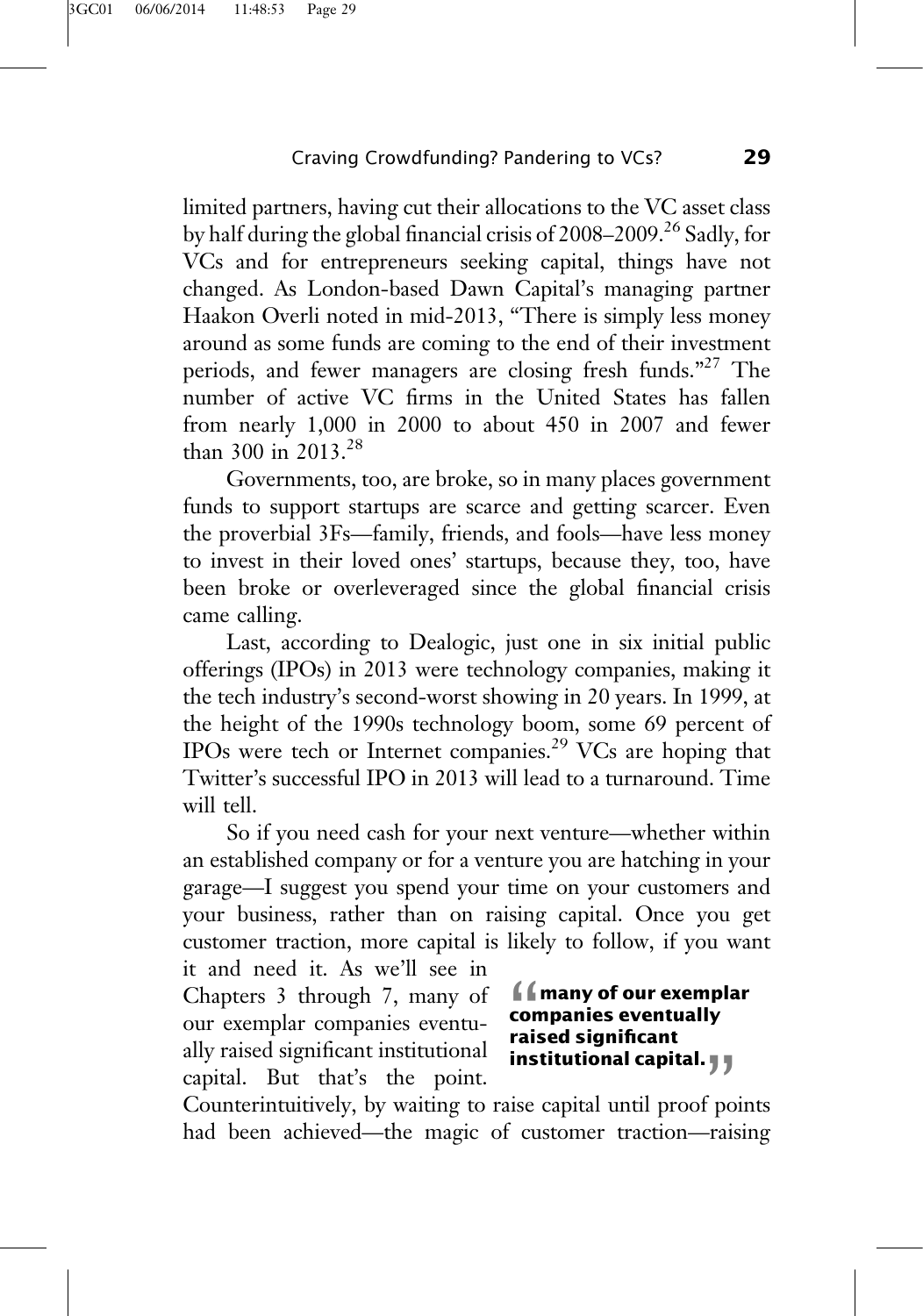limited partners, having cut their allocations to the VC asset class by half during the global financial crisis of 2008–2009.[26] Sadly, for VCs and for entrepreneurs seeking capital, things have not changed. As London-based Dawn Capital's managing partner Haakon Overli noted in mid-2013, "There is simply less money around as some funds are coming to the end of their investment periods, and fewer managers are closing fresh funds."[27] The number of active VC firms in the United States has fallen from nearly 1,000 in 2000 to about 450 in 2007 and fewer than 300 in 2013.[28]

Governments, too, are broke, so in many places government funds to support startups are scarce and getting scarcer. Even the proverbial 3Fs—family, friends, and fools—have less money to invest in their loved ones' startups, because they, too, have been broke or overleveraged since the global financial crisis came calling.

Last, according to Dealogic, just one in six initial public offerings (IPOs) in 2013 were technology companies, making it the tech industry's second-worst showing in 20 years. In 1999, at the height of the 1990s technology boom, some 69 percent of IPOs were tech or Internet companies.[29] VCs are hoping that Twitter's successful IPO in 2013 will lead to a turnaround. Time will tell.

So if you need cash for your next venture—whether within an established company or for a venture you are hatching in your garage—I suggest you spend your time on your customers and your business, rather than on raising capital. Once you get customer traction, more capital is likely to follow, if you want it and need it. As we'll see in Chapters 3 through 7, many of our exemplar companies eventually raised significant institutional capital. But that's the point. Counterintuitively, by waiting to raise capital until proof points had been achieved—the magic of customer traction—raising

> **"many of our exemplar companies eventually raised significant institutional capital."**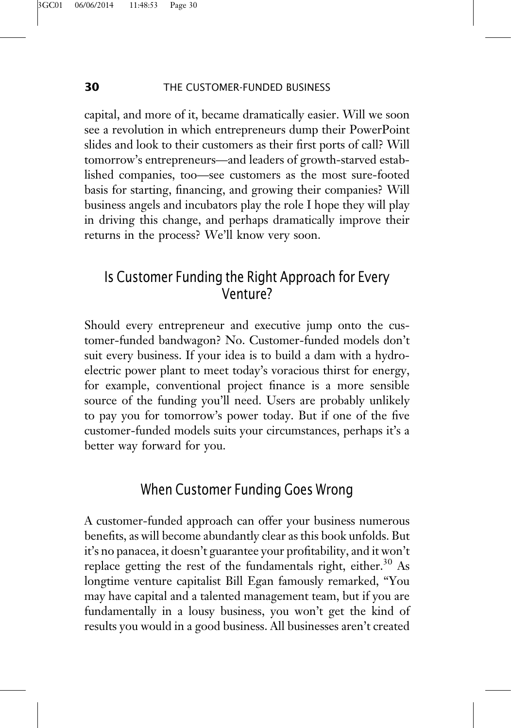capital, and more of it, became dramatically easier. Will we soon see a revolution in which entrepreneurs dump their PowerPoint slides and look to their customers as their first ports of call? Will tomorrow's entrepreneurs—and leaders of growth-starved established companies, too—see customers as the most sure-footed basis for starting, financing, and growing their companies? Will business angels and incubators play the role I hope they will play in driving this change, and perhaps dramatically improve their returns in the process? We'll know very soon.

## Is Customer Funding the Right Approach for Every Venture?

Should every entrepreneur and executive jump onto the customer-funded bandwagon? No. Customer-funded models don't suit every business. If your idea is to build a dam with a hydroelectric power plant to meet today's voracious thirst for energy, for example, conventional project finance is a more sensible source of the funding you'll need. Users are probably unlikely to pay you for tomorrow's power today. But if one of the five customer-funded models suits your circumstances, perhaps it's a better way forward for you.

## When Customer Funding Goes Wrong

A customer-funded approach can offer your business numerous benefits, as will become abundantly clear as this book unfolds. But it's no panacea, it doesn't guarantee your profitability, and it won't replace getting the rest of the fundamentals right, either.[30] As longtime venture capitalist Bill Egan famously remarked, "You may have capital and a talented management team, but if you are fundamentally in a lousy business, you won't get the kind of results you would in a good business. All businesses aren't created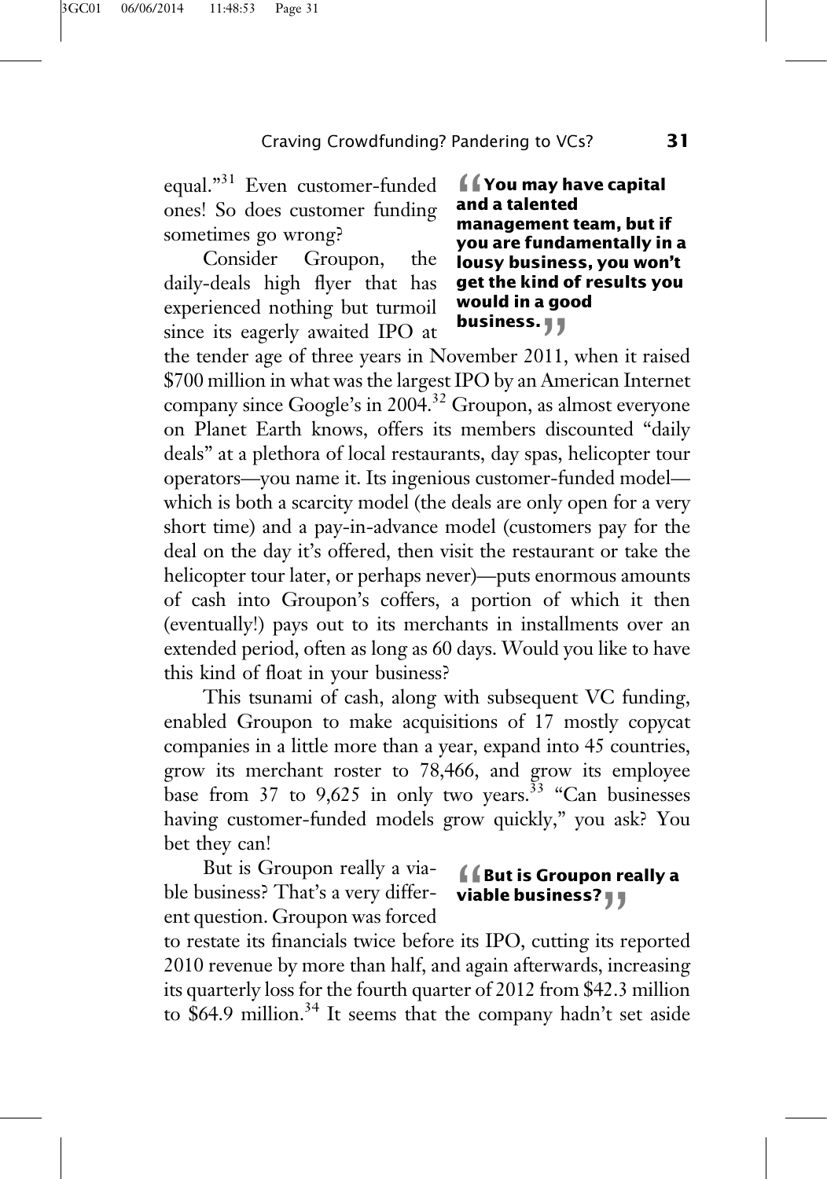equal."[31] Even customer-funded ones! So does customer funding sometimes go wrong?

> **"You may have capital and a talented management team, but if you are fundamentally in a lousy business, you won't get the kind of results you would in a good business."**

Consider Groupon, the daily-deals high flyer that has experienced nothing but turmoil since its eagerly awaited IPO at the tender age of three years in November 2011, when it raised $700 million in what was the largest IPO by an American Internet company since Google's in 2004.[32] Groupon, as almost everyone on Planet Earth knows, offers its members discounted "daily deals" at a plethora of local restaurants, day spas, helicopter tour operators—you name it. Its ingenious customer-funded model—which is both a scarcity model (the deals are only open for a very short time) and a pay-in-advance model (customers pay for the deal on the day it's offered, then visit the restaurant or take the helicopter tour later, or perhaps never)—puts enormous amounts of cash into Groupon's coffers, a portion of which it then (eventually!) pays out to its merchants in installments over an extended period, often as long as 60 days. Would you like to have this kind of float in your business?

This tsunami of cash, along with subsequent VC funding, enabled Groupon to make acquisitions of 17 mostly copycat companies in a little more than a year, expand into 45 countries, grow its merchant roster to 78,466, and grow its employee base from 37 to 9,625 in only two years.[33] "Can businesses having customer-funded models grow quickly," you ask? You bet they can!

> **"But is Groupon really a viable business?"**

But is Groupon really a viable business? That's a very different question. Groupon was forced to restate its financials twice before its IPO, cutting its reported 2010 revenue by more than half, and again afterwards, increasing its quarterly loss for the fourth quarter of 2012 from $42.3 million to $64.9 million.[34] It seems that the company hadn't set aside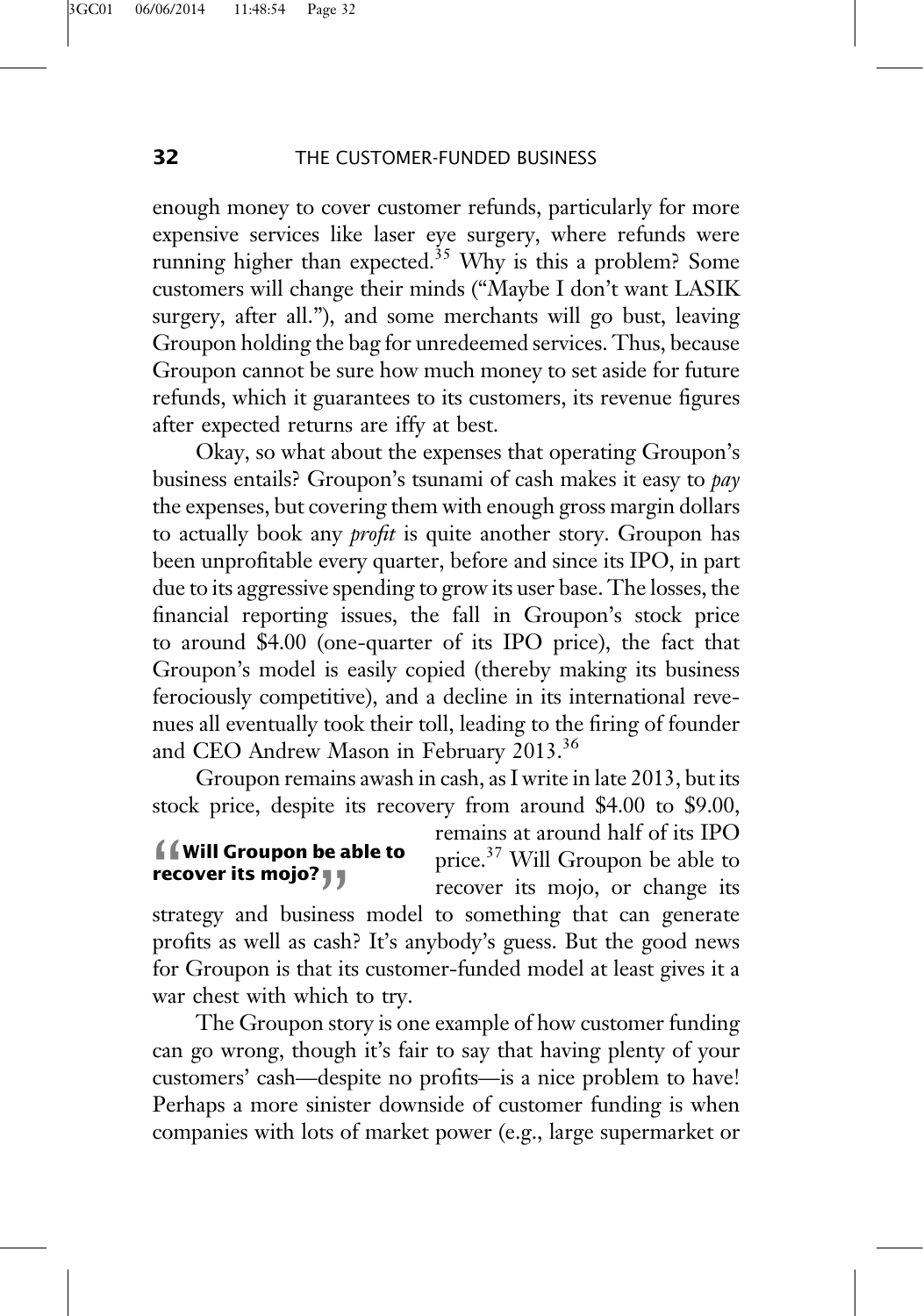enough money to cover customer refunds, particularly for more expensive services like laser eye surgery, where refunds were running higher than expected.[35] Why is this a problem? Some customers will change their minds ("Maybe I don't want LASIK surgery, after all."), and some merchants will go bust, leaving Groupon holding the bag for unredeemed services. Thus, because Groupon cannot be sure how much money to set aside for future refunds, which it guarantees to its customers, its revenue figures after expected returns are iffy at best.

Okay, so what about the expenses that operating Groupon's business entails? Groupon's tsunami of cash makes it easy to *pay* the expenses, but covering them with enough gross margin dollars to actually book any *profit* is quite another story. Groupon has been unprofitable every quarter, before and since its IPO, in part due to its aggressive spending to grow its user base. The losses, the financial reporting issues, the fall in Groupon's stock price to around \$4.00 (one-quarter of its IPO price), the fact that Groupon's model is easily copied (thereby making its business ferociously competitive), and a decline in its international revenues all eventually took their toll, leading to the firing of founder and CEO Andrew Mason in February 2013.[36]

Groupon remains awash in cash, as I write in late 2013, but its stock price, despite its recovery from around \$4.00 to \$9.00, remains at around half of its IPO price.[37] Will Groupon be able to recover its mojo, or change its strategy and business model to something that can generate profits as well as cash? It's anybody's guess. But the good news for Groupon is that its customer-funded model at least gives it a war chest with which to try.

> **"Will Groupon be able to recover its mojo?"**

The Groupon story is one example of how customer funding can go wrong, though it's fair to say that having plenty of your customers' cash—despite no profits—is a nice problem to have! Perhaps a more sinister downside of customer funding is when companies with lots of market power (e.g., large supermarket or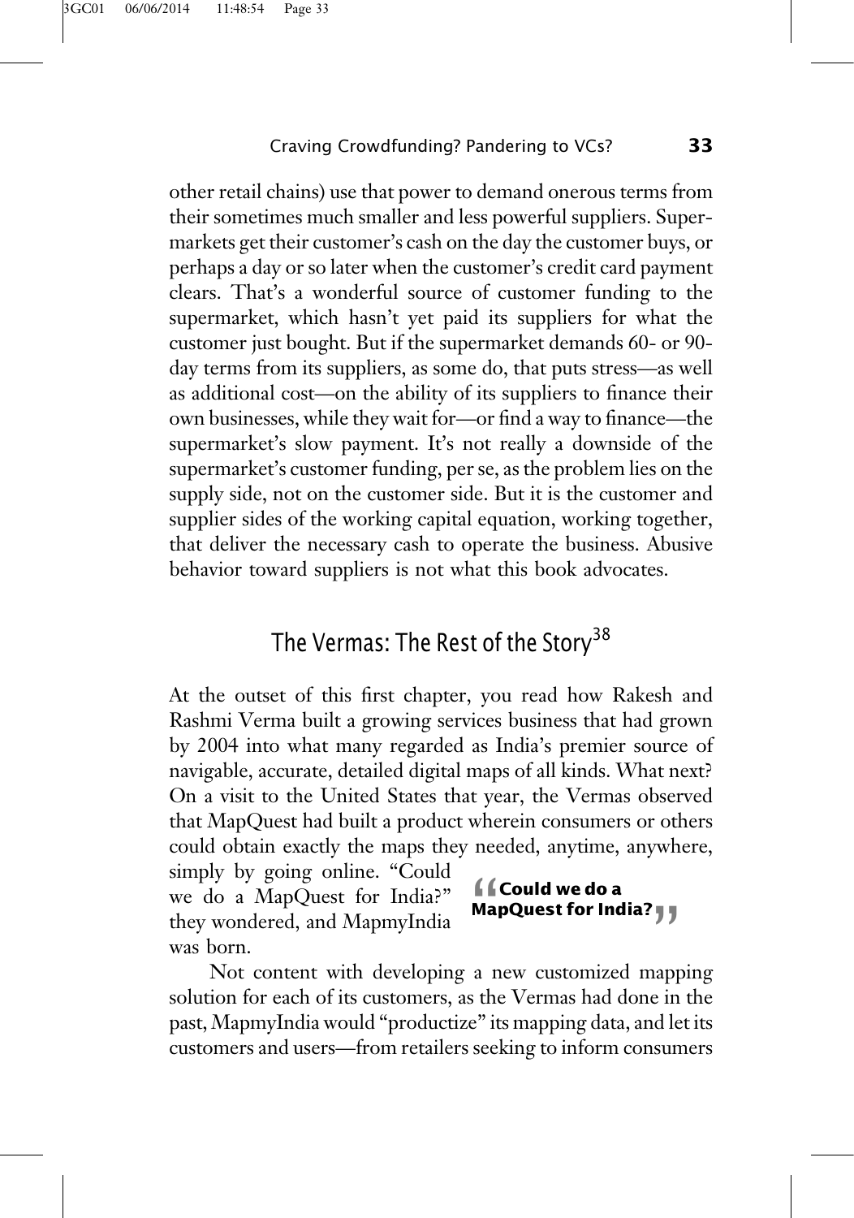other retail chains) use that power to demand onerous terms from their sometimes much smaller and less powerful suppliers. Supermarkets get their customer's cash on the day the customer buys, or perhaps a day or so later when the customer's credit card payment clears. That's a wonderful source of customer funding to the supermarket, which hasn't yet paid its suppliers for what the customer just bought. But if the supermarket demands 60- or 90-day terms from its suppliers, as some do, that puts stress—as well as additional cost—on the ability of its suppliers to finance their own businesses, while they wait for—or find a way to finance—the supermarket's slow payment. It's not really a downside of the supermarket's customer funding, per se, as the problem lies on the supply side, not on the customer side. But it is the customer and supplier sides of the working capital equation, working together, that deliver the necessary cash to operate the business. Abusive behavior toward suppliers is not what this book advocates.

## The Vermas: The Rest of the Story[38]

At the outset of this first chapter, you read how Rakesh and Rashmi Verma built a growing services business that had grown by 2004 into what many regarded as India's premier source of navigable, accurate, detailed digital maps of all kinds. What next? On a visit to the United States that year, the Vermas observed that MapQuest had built a product wherein consumers or others could obtain exactly the maps they needed, anytime, anywhere, simply by going online. "Could we do a MapQuest for India?" they wondered, and MapmyIndia was born.

> **"Could we do a MapQuest for India?"**

Not content with developing a new customized mapping solution for each of its customers, as the Vermas had done in the past, MapmyIndia would "productize" its mapping data, and let its customers and users—from retailers seeking to inform consumers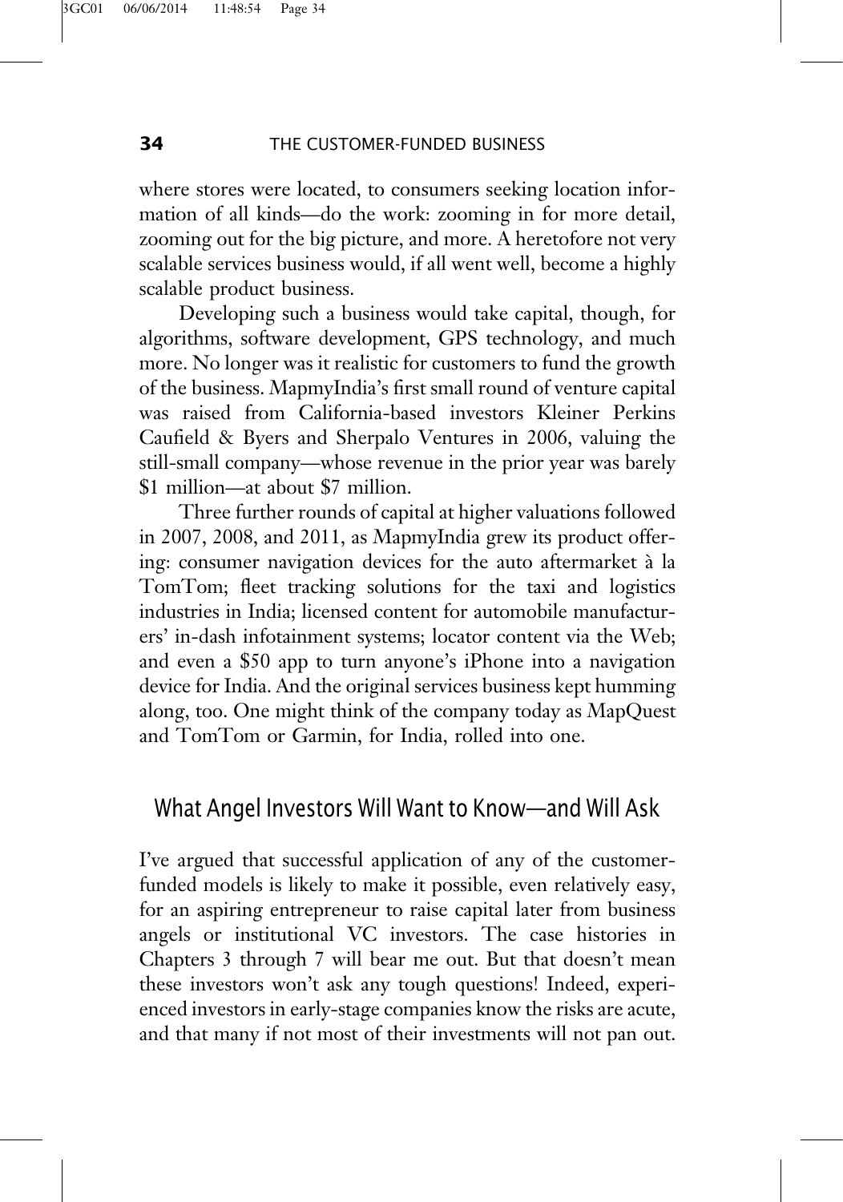where stores were located, to consumers seeking location information of all kinds—do the work: zooming in for more detail, zooming out for the big picture, and more. A heretofore not very scalable services business would, if all went well, become a highly scalable product business.

Developing such a business would take capital, though, for algorithms, software development, GPS technology, and much more. No longer was it realistic for customers to fund the growth of the business. MapmyIndia's first small round of venture capital was raised from California-based investors Kleiner Perkins Caufield & Byers and Sherpalo Ventures in 2006, valuing the still-small company—whose revenue in the prior year was barely $1 million—at about $7 million.

Three further rounds of capital at higher valuations followed in 2007, 2008, and 2011, as MapmyIndia grew its product offering: consumer navigation devices for the auto aftermarket à la TomTom; fleet tracking solutions for the taxi and logistics industries in India; licensed content for automobile manufacturers' in-dash infotainment systems; locator content via the Web; and even a $50 app to turn anyone's iPhone into a navigation device for India. And the original services business kept humming along, too. One might think of the company today as MapQuest and TomTom or Garmin, for India, rolled into one.

## What Angel Investors Will Want to Know—and Will Ask

I've argued that successful application of any of the customer-funded models is likely to make it possible, even relatively easy, for an aspiring entrepreneur to raise capital later from business angels or institutional VC investors. The case histories in Chapters 3 through 7 will bear me out. But that doesn't mean these investors won't ask any tough questions! Indeed, experienced investors in early-stage companies know the risks are acute, and that many if not most of their investments will not pan out.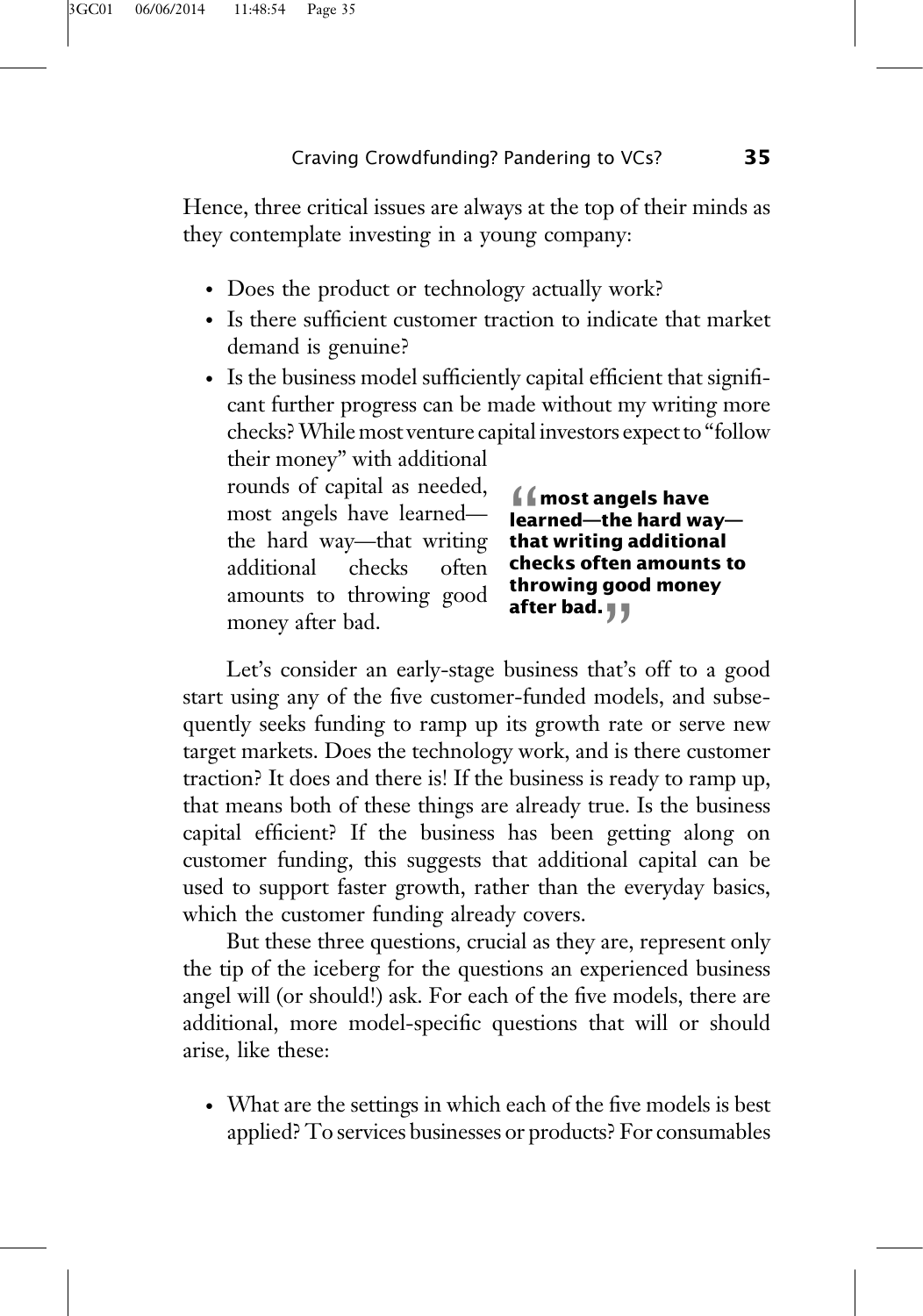Hence, three critical issues are always at the top of their minds as they contemplate investing in a young company:

- Does the product or technology actually work?
- Is there sufficient customer traction to indicate that market demand is genuine?
- Is the business model sufficiently capital efficient that significant further progress can be made without my writing more checks? While most venture capital investors expect to "follow their money" with additional rounds of capital as needed, most angels have learned—the hard way—that writing additional checks often amounts to throwing good money after bad.

> **"most angels have learned—the hard way—that writing additional checks often amounts to throwing good money after bad."**

Let's consider an early-stage business that's off to a good start using any of the five customer-funded models, and subsequently seeks funding to ramp up its growth rate or serve new target markets. Does the technology work, and is there customer traction? It does and there is! If the business is ready to ramp up, that means both of these things are already true. Is the business capital efficient? If the business has been getting along on customer funding, this suggests that additional capital can be used to support faster growth, rather than the everyday basics, which the customer funding already covers.

But these three questions, crucial as they are, represent only the tip of the iceberg for the questions an experienced business angel will (or should!) ask. For each of the five models, there are additional, more model-specific questions that will or should arise, like these:

- What are the settings in which each of the five models is best applied? To services businesses or products? For consumables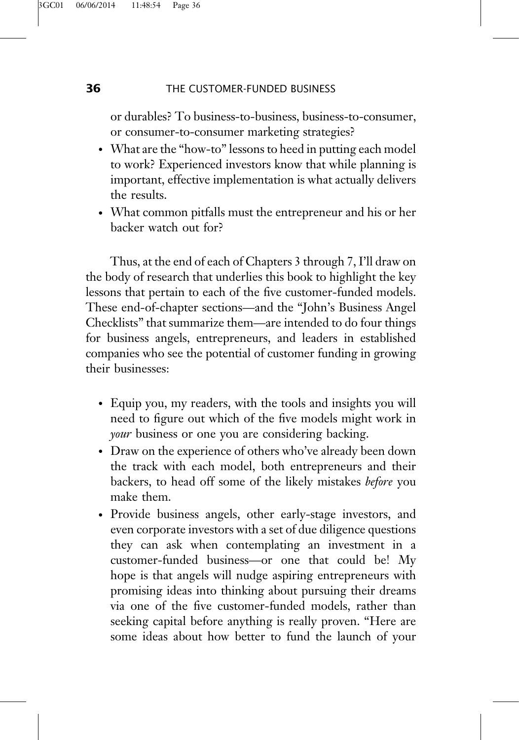or durables? To business-to-business, business-to-consumer, or consumer-to-consumer marketing strategies?

- What are the "how-to" lessons to heed in putting each model to work? Experienced investors know that while planning is important, effective implementation is what actually delivers the results.
- What common pitfalls must the entrepreneur and his or her backer watch out for?

Thus, at the end of each of Chapters 3 through 7, I'll draw on the body of research that underlies this book to highlight the key lessons that pertain to each of the five customer-funded models. These end-of-chapter sections—and the "John's Business Angel Checklists" that summarize them—are intended to do four things for business angels, entrepreneurs, and leaders in established companies who see the potential of customer funding in growing their businesses:

- Equip you, my readers, with the tools and insights you will need to figure out which of the five models might work in *your* business or one you are considering backing.
- Draw on the experience of others who've already been down the track with each model, both entrepreneurs and their backers, to head off some of the likely mistakes *before* you make them.
- Provide business angels, other early-stage investors, and even corporate investors with a set of due diligence questions they can ask when contemplating an investment in a customer-funded business—or one that could be! My hope is that angels will nudge aspiring entrepreneurs with promising ideas into thinking about pursuing their dreams via one of the five customer-funded models, rather than seeking capital before anything is really proven. "Here are some ideas about how better to fund the launch of your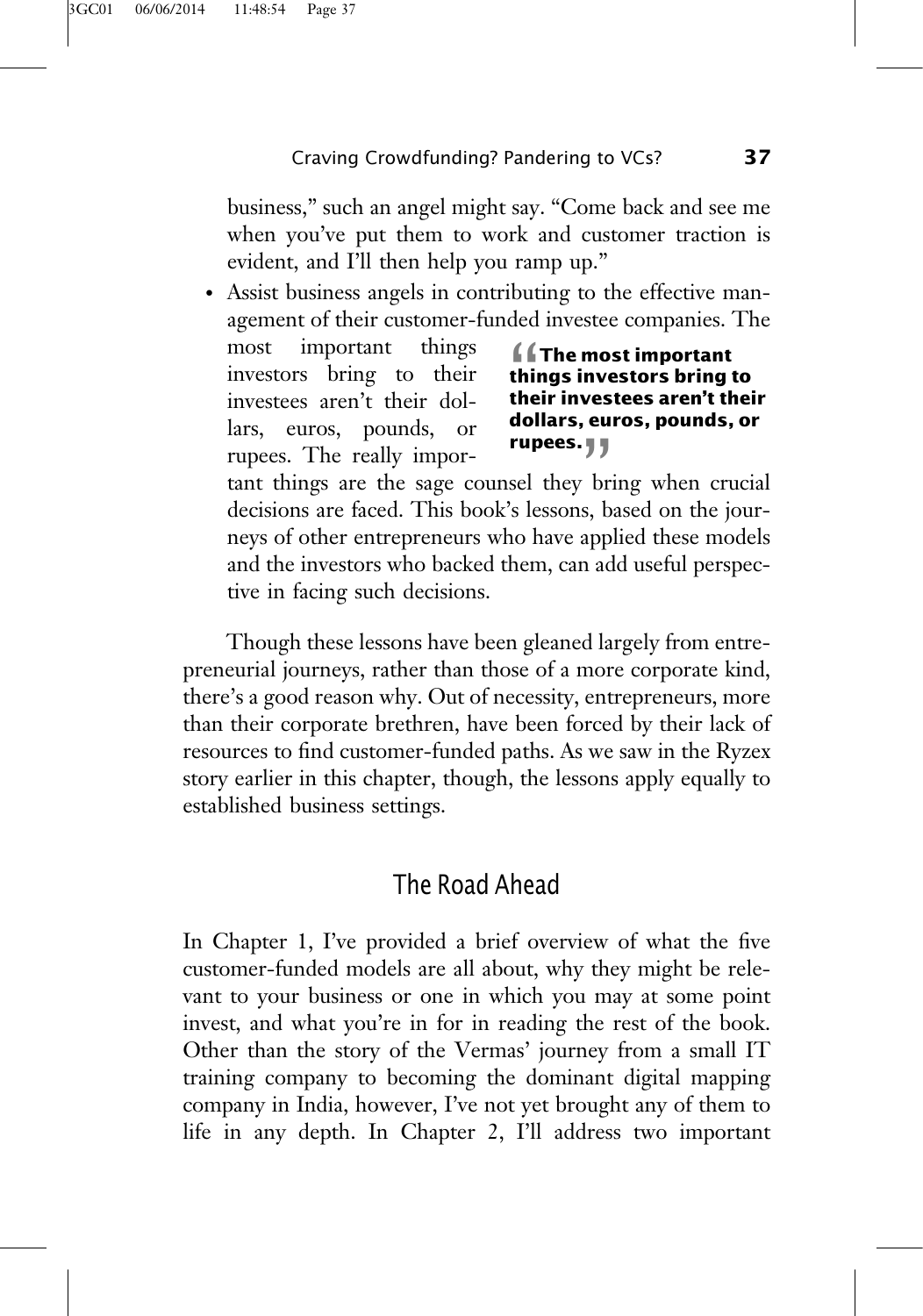business," such an angel might say. "Come back and see me when you've put them to work and customer traction is evident, and I'll then help you ramp up."

- Assist business angels in contributing to the effective management of their customer-funded investee companies. The most important things investors bring to their investees aren't their dollars, euros, pounds, or rupees. The really important things are the sage counsel they bring when crucial decisions are faced. This book's lessons, based on the journeys of other entrepreneurs who have applied these models and the investors who backed them, can add useful perspective in facing such decisions.

> **"The most important things investors bring to their investees aren't their dollars, euros, pounds, or rupees."**

Though these lessons have been gleaned largely from entrepreneurial journeys, rather than those of a more corporate kind, there's a good reason why. Out of necessity, entrepreneurs, more than their corporate brethren, have been forced by their lack of resources to find customer-funded paths. As we saw in the Ryzex story earlier in this chapter, though, the lessons apply equally to established business settings.

## The Road Ahead

In Chapter 1, I've provided a brief overview of what the five customer-funded models are all about, why they might be relevant to your business or one in which you may at some point invest, and what you're in for in reading the rest of the book. Other than the story of the Vermas' journey from a small IT training company to becoming the dominant digital mapping company in India, however, I've not yet brought any of them to life in any depth. In Chapter 2, I'll address two important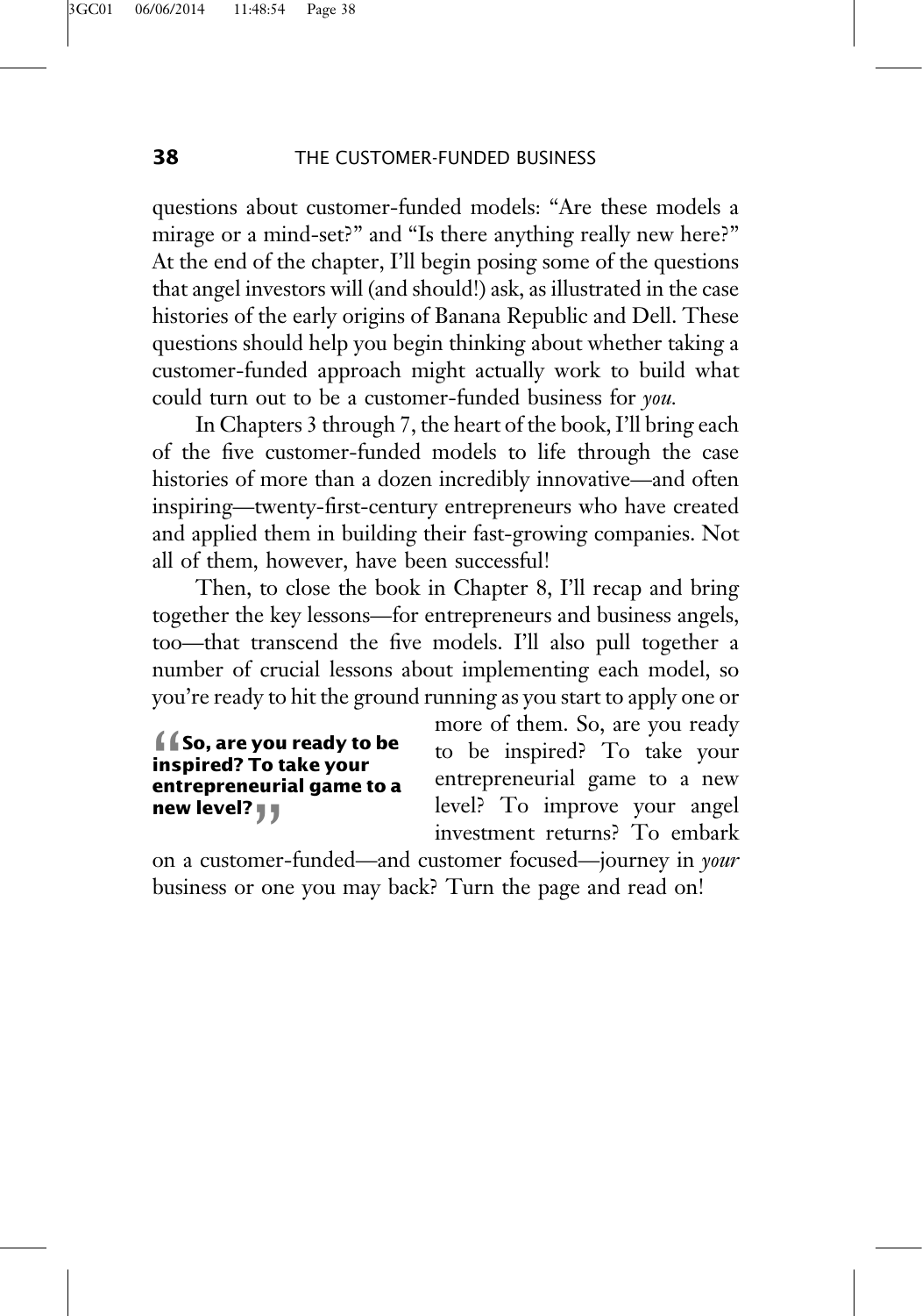questions about customer-funded models: "Are these models a mirage or a mind-set?" and "Is there anything really new here?" At the end of the chapter, I'll begin posing some of the questions that angel investors will (and should!) ask, as illustrated in the case histories of the early origins of Banana Republic and Dell. These questions should help you begin thinking about whether taking a customer-funded approach might actually work to build what could turn out to be a customer-funded business for *you.*

In Chapters 3 through 7, the heart of the book, I'll bring each of the five customer-funded models to life through the case histories of more than a dozen incredibly innovative—and often inspiring—twenty-first-century entrepreneurs who have created and applied them in building their fast-growing companies. Not all of them, however, have been successful!

Then, to close the book in Chapter 8, I'll recap and bring together the key lessons—for entrepreneurs and business angels, too—that transcend the five models. I'll also pull together a number of crucial lessons about implementing each model, so you're ready to hit the ground running as you start to apply one or more of them. So, are you ready to be inspired? To take your entrepreneurial game to a new level? To improve your angel investment returns? To embark on a customer-funded—and customer focused—journey in *your* business or one you may back? Turn the page and read on!

> **"So, are you ready to be inspired? To take your entrepreneurial game to a new level?"**